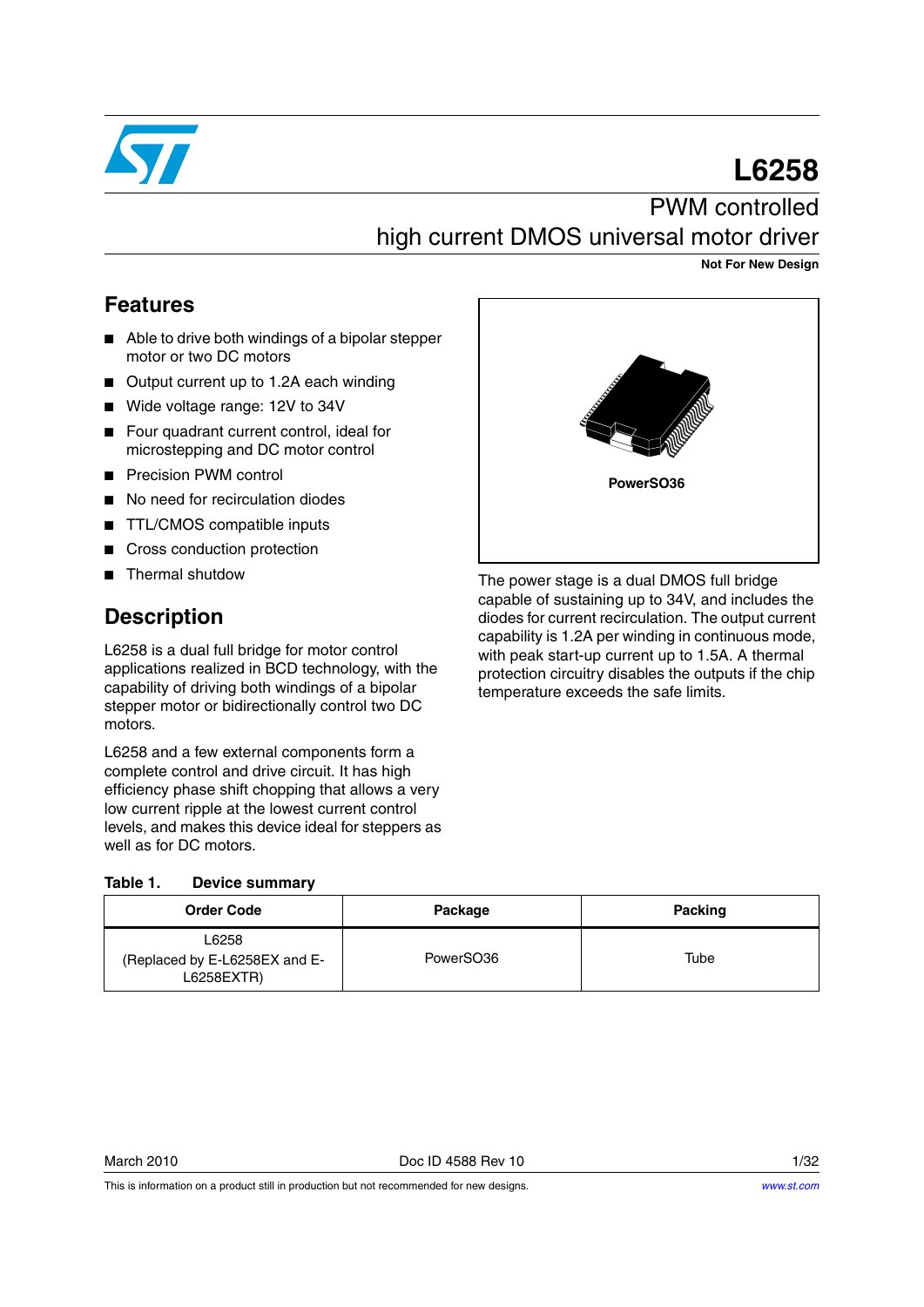# L6258

## PWM controlled high current DMOS universal motor driver

**Not For New Design**

## Features

- Able to drive both windings of a bipolar stepper motor or two DC motors
- Output current up to 1.2A each winding
- Wide voltage range: 12V to 34V
- Four quadrant current control, ideal for microstepping and DC motor control
- Precision PWM control
- No need for recirculation diodes
- TTL/CMOS compatible inputs
- Cross conduction protection
- Thermal shutdow

PowerSO36

## Description

L6258 is a dual full bridge for motor control applications realized in BCD technology, with the capability of driving both windings of a bipolar stepper motor or bidirectionally control two DC motors.

L6258 and a few external components form a complete control and drive circuit. It has high efficiency phase shift chopping that allows a very low current ripple at the lowest current control levels, and makes this device ideal for steppers as well as for DC motors.

The power stage is a dual DMOS full bridge capable of sustaining up to 34V, and includes the diodes for current recirculation. The output current capability is 1.2A per winding in continuous mode, with peak start-up current up to 1.5A. A thermal protection circuitry disables the outputs if the chip temperature exceeds the safe limits.

**Table 1. Device summary**

| Order Code | Package | Packing |
|---|---|---|
| L6258<br>(Replaced by E-L6258EX and E-L6258EXTR) | PowerSO36 | Tube |

This is information on a product still in production but not recommended for new designs.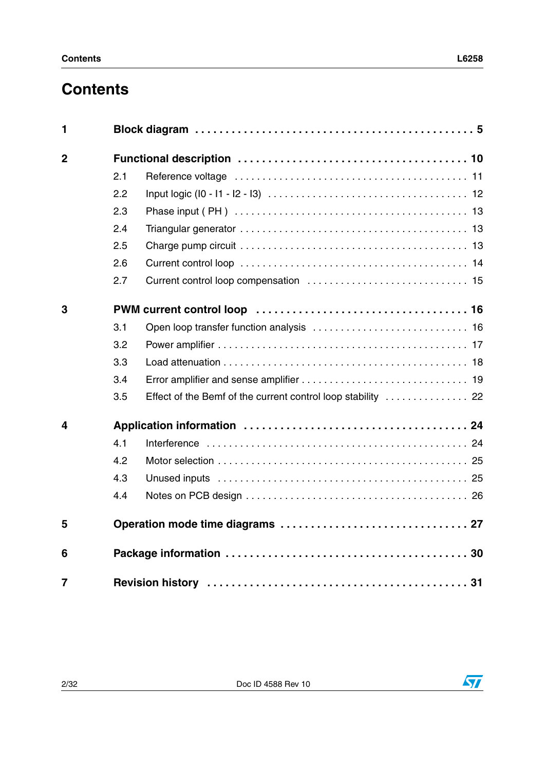# Contents

| | | |
|---|---|---|
| **1** | **Block diagram** | **5** |
| **2** | **Functional description** | **10** |
| 2.1 | Reference voltage | 11 |
| 2.2 | Input logic (I0 - I1 - I2 - I3) | 12 |
| 2.3 | Phase input ( PH ) | 13 |
| 2.4 | Triangular generator | 13 |
| 2.5 | Charge pump circuit | 13 |
| 2.6 | Current control loop | 14 |
| 2.7 | Current control loop compensation | 15 |
| **3** | **PWM current control loop** | **16** |
| 3.1 | Open loop transfer function analysis | 16 |
| 3.2 | Power amplifier | 17 |
| 3.3 | Load attenuation | 18 |
| 3.4 | Error amplifier and sense amplifier | 19 |
| 3.5 | Effect of the Bemf of the current control loop stability | 22 |
| **4** | **Application information** | **24** |
| 4.1 | Interference | 24 |
| 4.2 | Motor selection | 25 |
| 4.3 | Unused inputs | 25 |
| 4.4 | Notes on PCB design | 26 |
| **5** | **Operation mode time diagrams** | **27** |
| **6** | **Package information** | **30** |
| **7** | **Revision history** | **31** |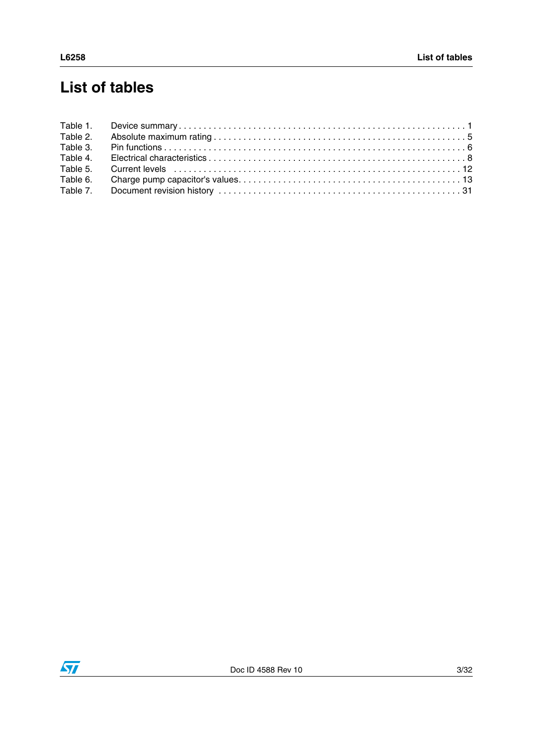# List of tables

Table 1. Device summary . . . . . . . . . . . . . . . . . . . . . . . . . . . . . . . . . . . . . . . . . . . . . . . . . . . . . . . . . . . 1
Table 2. Absolute maximum rating . . . . . . . . . . . . . . . . . . . . . . . . . . . . . . . . . . . . . . . . . . . . . . . . . . . 5
Table 3. Pin functions . . . . . . . . . . . . . . . . . . . . . . . . . . . . . . . . . . . . . . . . . . . . . . . . . . . . . . . . . . . . . 6
Table 4. Electrical characteristics . . . . . . . . . . . . . . . . . . . . . . . . . . . . . . . . . . . . . . . . . . . . . . . . . . . . 8
Table 5. Current levels . . . . . . . . . . . . . . . . . . . . . . . . . . . . . . . . . . . . . . . . . . . . . . . . . . . . . . . . . . . 12
Table 6. Charge pump capacitor's values. . . . . . . . . . . . . . . . . . . . . . . . . . . . . . . . . . . . . . . . . . . . . 13
Table 7. Document revision history . . . . . . . . . . . . . . . . . . . . . . . . . . . . . . . . . . . . . . . . . . . . . . . . . 31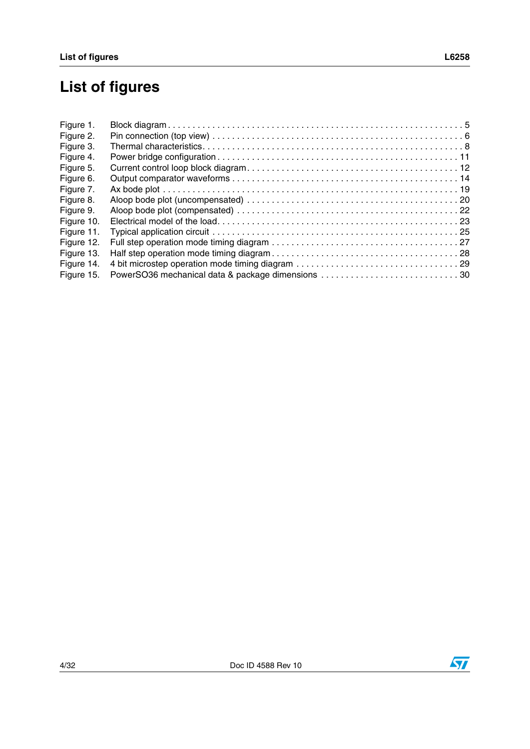# List of figures

| | | |
|---|---|---|
| Figure 1. | Block diagram | 5 |
| Figure 2. | Pin connection (top view) | 6 |
| Figure 3. | Thermal characteristics | 8 |
| Figure 4. | Power bridge configuration | 11 |
| Figure 5. | Current control loop block diagram | 12 |
| Figure 6. | Output comparator waveforms | 14 |
| Figure 7. | Ax bode plot | 19 |
| Figure 8. | Aloop bode plot (uncompensated) | 20 |
| Figure 9. | Aloop bode plot (compensated) | 22 |
| Figure 10. | Electrical model of the load | 23 |
| Figure 11. | Typical application circuit | 25 |
| Figure 12. | Full step operation mode timing diagram | 27 |
| Figure 13. | Half step operation mode timing diagram | 28 |
| Figure 14. | 4 bit microstep operation mode timing diagram | 29 |
| Figure 15. | PowerSO36 mechanical data & package dimensions | 30 |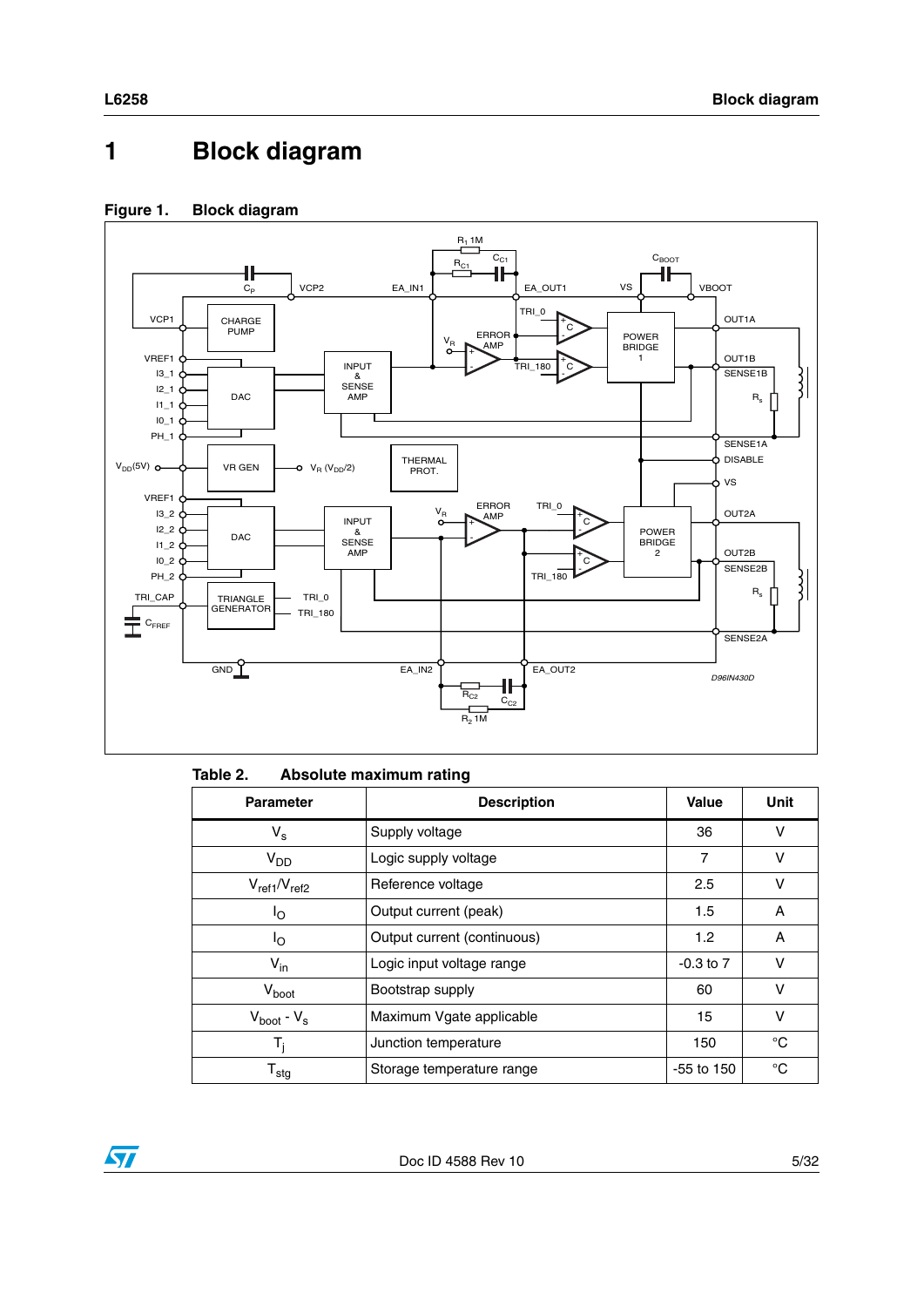# 1 Block diagram

**Figure 1. Block diagram**

**Table 2. Absolute maximum rating**

| Parameter | Description | Value | Unit |
|---|---|---|---|
| $V_s$ | Supply voltage | 36 | V |
| $V_{DD}$ | Logic supply voltage | 7 | V |
| $V_{ref1}/V_{ref2}$ | Reference voltage | 2.5 | V |
| $I_O$ | Output current (peak) | 1.5 | A |
| $I_O$ | Output current (continuous) | 1.2 | A |
| $V_{in}$ | Logic input voltage range | -0.3 to 7 | V |
| $V_{boot}$ | Bootstrap supply | 60 | V |
| $V_{boot} - V_s$ | Maximum Vgate applicable | 15 | V |
| $T_j$ | Junction temperature | 150 | °C |
| $T_{stg}$ | Storage temperature range | -55 to 150 | °C |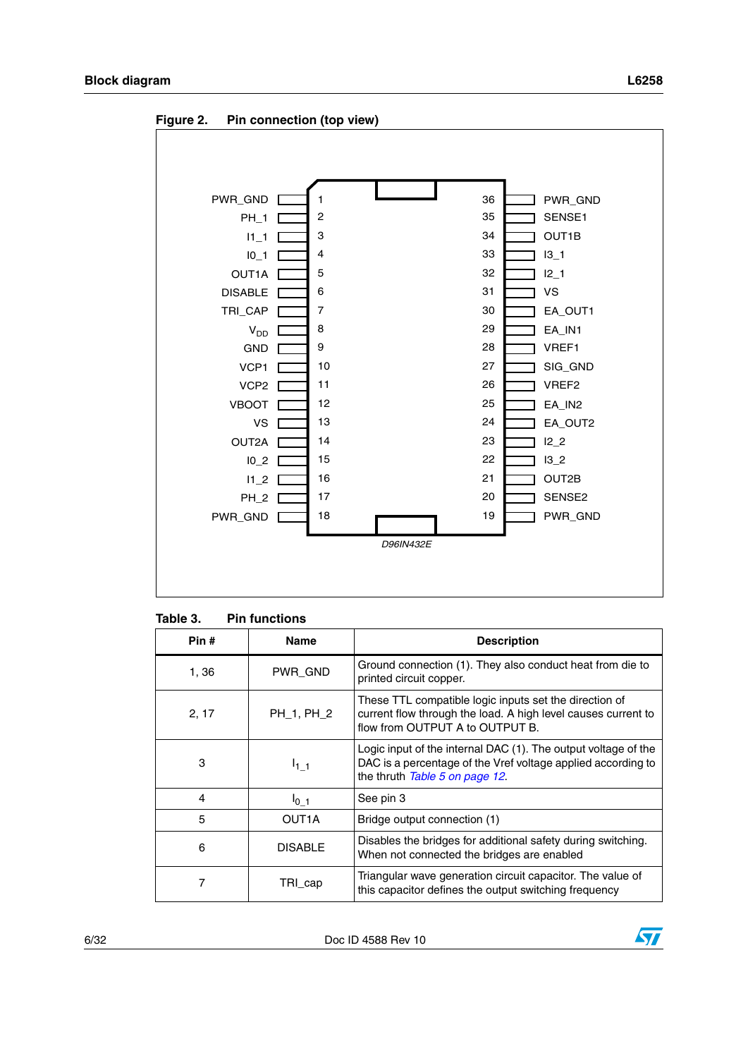**Figure 2. Pin connection (top view)**

| Pin name | Pin # | Pin # | Pin name |
|---|---|---|---|
| PWR_GND | 1 | 36 | PWR_GND |
| PH_1 | 2 | 35 | SENSE1 |
| I1_1 | 3 | 34 | OUT1B |
| I0_1 | 4 | 33 | I3_1 |
| OUT1A | 5 | 32 | I2_1 |
| DISABLE | 6 | 31 | VS |
| TRI_CAP | 7 | 30 | EA_OUT1 |
| $V_{DD}$ | 8 | 29 | EA_IN1 |
| GND | 9 | 28 | VREF1 |
| VCP1 | 10 | 27 | SIG_GND |
| VCP2 | 11 | 26 | VREF2 |
| VBOOT | 12 | 25 | EA_IN2 |
| VS | 13 | 24 | EA_OUT2 |
| OUT2A | 14 | 23 | I2_2 |
| I0_2 | 15 | 22 | I3_2 |
| I1_2 | 16 | 21 | OUT2B |
| PH_2 | 17 | 20 | SENSE2 |
| PWR_GND | 18 | 19 | PWR_GND |

D96IN432E

**Table 3. Pin functions**

| Pin # | Name | Description |
|---|---|---|
| 1, 36 | PWR_GND | Ground connection (1). They also conduct heat from die to printed circuit copper. |
| 2, 17 | PH_1, PH_2 | These TTL compatible logic inputs set the direction of current flow through the load. A high level causes current to flow from OUTPUT A to OUTPUT B. |
| 3 | $I_{1\_1}$ | Logic input of the internal DAC (1). The output voltage of the DAC is a percentage of the Vref voltage applied according to the thruth *Table 5 on page 12*. |
| 4 | $I_{0\_1}$ | See pin 3 |
| 5 | OUT1A | Bridge output connection (1) |
| 6 | DISABLE | Disables the bridges for additional safety during switching. When not connected the bridges are enabled |
| 7 | TRI_cap | Triangular wave generation circuit capacitor. The value of this capacitor defines the output switching frequency |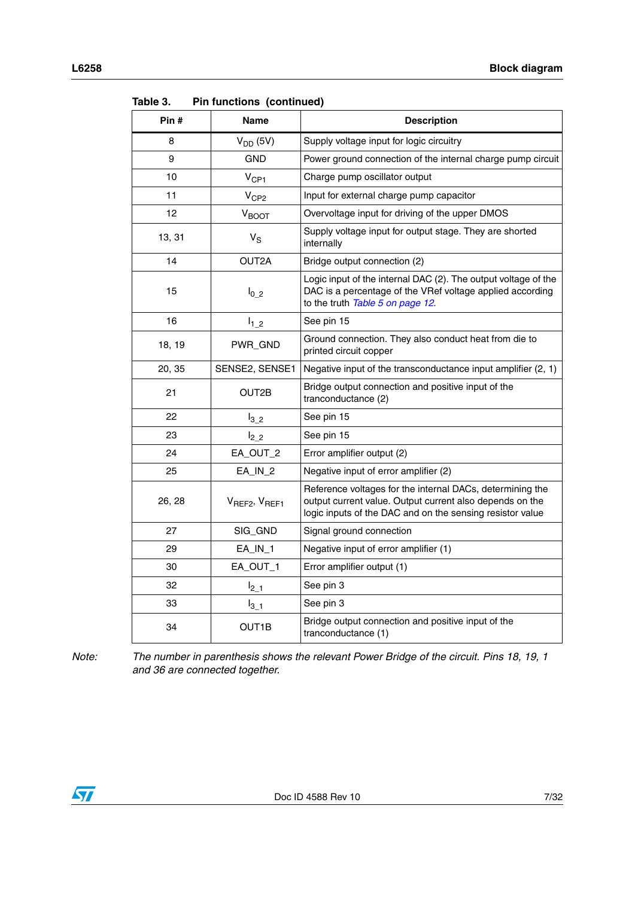Table 3. Pin functions (continued)

| Pin # | Name | Description |
|---|---|---|
| 8 | $V_{DD}$ (5V) | Supply voltage input for logic circuitry |
| 9 | GND | Power ground connection of the internal charge pump circuit |
| 10 | $V_{CP1}$ | Charge pump oscillator output |
| 11 | $V_{CP2}$ | Input for external charge pump capacitor |
| 12 | $V_{BOOT}$ | Overvoltage input for driving of the upper DMOS |
| 13, 31 | $V_S$ | Supply voltage input for output stage. They are shorted internally |
| 14 | OUT2A | Bridge output connection (2) |
| 15 | $I_{0\_2}$ | Logic input of the internal DAC (2). The output voltage of the DAC is a percentage of the VRef voltage applied according to the truth *Table 5 on page 12*. |
| 16 | $I_{1\_2}$ | See pin 15 |
| 18, 19 | PWR_GND | Ground connection. They also conduct heat from die to printed circuit copper |
| 20, 35 | SENSE2, SENSE1 | Negative input of the transconductance input amplifier (2, 1) |
| 21 | OUT2B | Bridge output connection and positive input of the tranconductance (2) |
| 22 | $I_{3\_2}$ | See pin 15 |
| 23 | $I_{2\_2}$ | See pin 15 |
| 24 | EA_OUT_2 | Error amplifier output (2) |
| 25 | EA_IN_2 | Negative input of error amplifier (2) |
| 26, 28 | $V_{REF2}$, $V_{REF1}$ | Reference voltages for the internal DACs, determining the output current value. Output current also depends on the logic inputs of the DAC and on the sensing resistor value |
| 27 | SIG_GND | Signal ground connection |
| 29 | EA_IN_1 | Negative input of error amplifier (1) |
| 30 | EA_OUT_1 | Error amplifier output (1) |
| 32 | $I_{2\_1}$ | See pin 3 |
| 33 | $I_{3\_1}$ | See pin 3 |
| 34 | OUT1B | Bridge output connection and positive input of the tranconductance (1) |

*Note: The number in parenthesis shows the relevant Power Bridge of the circuit. Pins 18, 19, 1 and 36 are connected together.*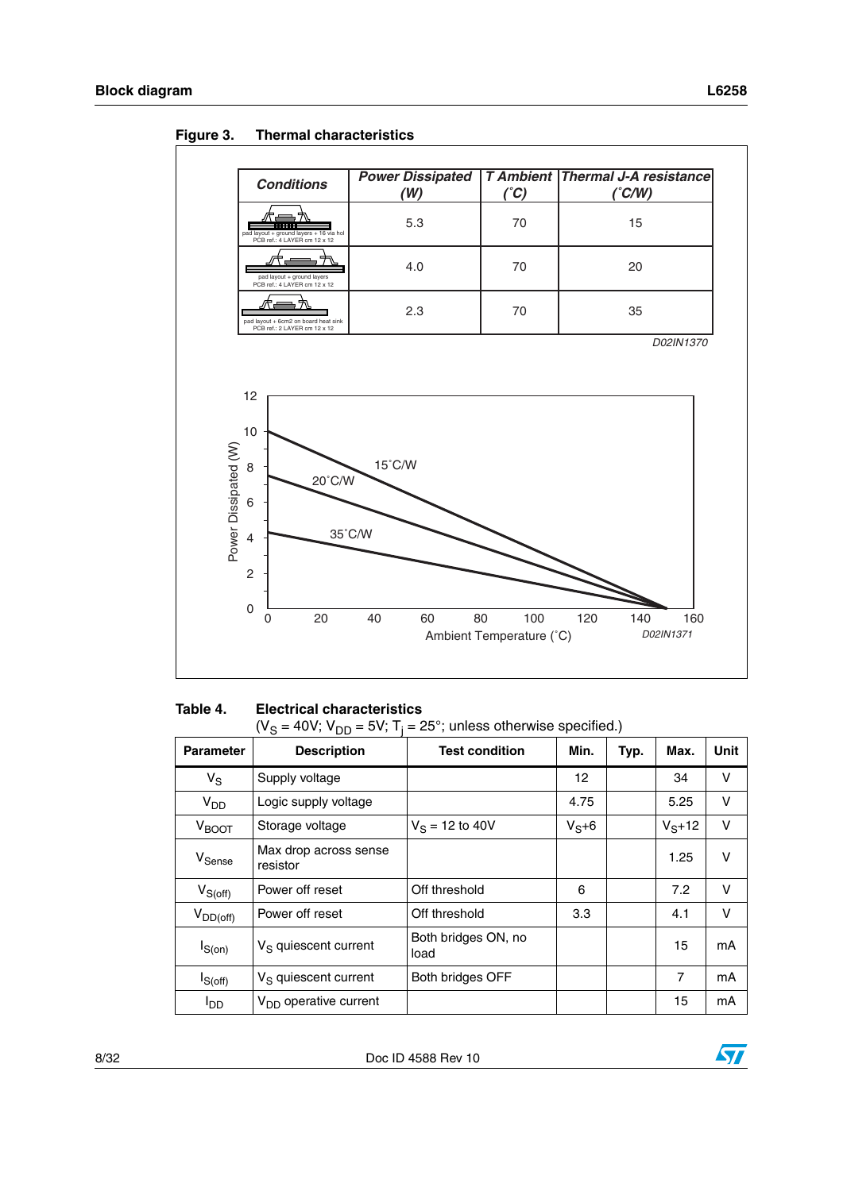**Figure 3. Thermal characteristics**

| Conditions | Power Dissipated (W) | T Ambient (˚C) | Thermal J-A resistance (˚C/W) |
|---|---|---|---|
| pad layout + ground layers + 16 via hol PCB ref.: 4 LAYER cm 12 x 12 | 5.3 | 70 | 15 |
| pad layout + ground layers PCB ref.: 4 LAYER cm 12 x 12 | 4.0 | 70 | 20 |
| pad layout + 6cm2 on board heat sink PCB ref.: 2 LAYER cm 12 x 12 | 2.3 | 70 | 35 |

D02IN1370

D02IN1371

**Table 4. Electrical characteristics**
($V_S$ = 40V; $V_{DD}$ = 5V; $T_j$ = 25°; unless otherwise specified.)

| Parameter | Description | Test condition | Min. | Typ. | Max. | Unit |
|---|---|---|---|---|---|---|
| $V_S$ | Supply voltage | | 12 | | 34 | V |
| $V_{DD}$ | Logic supply voltage | | 4.75 | | 5.25 | V |
| $V_{BOOT}$ | Storage voltage | $V_S$ = 12 to 40V | $V_S$+6 | | $V_S$+12 | V |
| $V_{Sense}$ | Max drop across sense resistor | | | | 1.25 | V |
| $V_{S(off)}$ | Power off reset | Off threshold | 6 | | 7.2 | V |
| $V_{DD(off)}$ | Power off reset | Off threshold | 3.3 | | 4.1 | V |
| $I_{S(on)}$ | $V_S$ quiescent current | Both bridges ON, no load | | | 15 | mA |
| $I_{S(off)}$ | $V_S$ quiescent current | Both bridges OFF | | | 7 | mA |
| $I_{DD}$ | $V_{DD}$ operative current | | | | 15 | mA |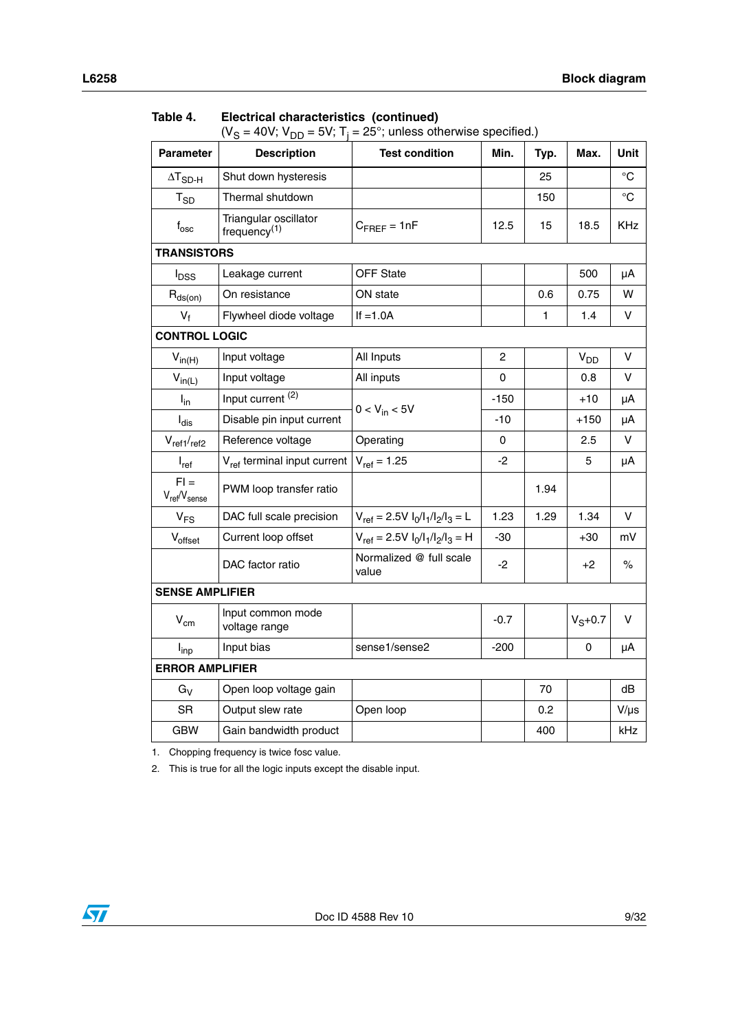**Table 4. Electrical characteristics (continued)**
($V_S$ = 40V; $V_{DD}$ = 5V; $T_j$ = 25°; unless otherwise specified.)

| Parameter | Description | Test condition | Min. | Typ. | Max. | Unit |
|---|---|---|---|---|---|---|
| $\Delta T_{SD\text{-}H}$ | Shut down hysteresis | | | 25 | | °C |
| $T_{SD}$ | Thermal shutdown | | | 150 | | °C |
| $f_{osc}$ | Triangular oscillator frequency(1) | $C_{FREF}$ = 1nF | 12.5 | 15 | 18.5 | KHz |
| **TRANSISTORS** | | | | | | |
| $I_{DSS}$ | Leakage current | OFF State | | | 500 | µA |
| $R_{ds(on)}$ | On resistance | ON state | | 0.6 | 0.75 | W |
| $V_f$ | Flywheel diode voltage | If =1.0A | | 1 | 1.4 | V |
| **CONTROL LOGIC** | | | | | | |
| $V_{in(H)}$ | Input voltage | All Inputs | 2 | | $V_{DD}$ | V |
| $V_{in(L)}$ | Input voltage | All inputs | 0 | | 0.8 | V |
| $I_{in}$ | Input current (2) | $0 < V_{in} < 5V$ | -150 | | +10 | µA |
| $I_{dis}$ | Disable pin input current | $0 < V_{in} < 5V$ | -10 | | +150 | µA |
| $V_{ref1}/_{ref2}$ | Reference voltage | Operating | 0 | | 2.5 | V |
| $I_{ref}$ | $V_{ref}$ terminal input current | $V_{ref}$ = 1.25 | -2 | | 5 | µA |
| $FI = V_{ref}/V_{sense}$ | PWM loop transfer ratio | | | 1.94 | | |
| $V_{FS}$ | DAC full scale precision | $V_{ref}$ = 2.5V $I_0/I_1/I_2/I_3$ = L | 1.23 | 1.29 | 1.34 | V |
| $V_{offset}$ | Current loop offset | $V_{ref}$ = 2.5V $I_0/I_1/I_2/I_3$ = H | -30 | | +30 | mV |
| | DAC factor ratio | Normalized @ full scale value | -2 | | +2 | % |
| **SENSE AMPLIFIER** | | | | | | |
| $V_{cm}$ | Input common mode voltage range | | -0.7 | | $V_S$+0.7 | V |
| $I_{inp}$ | Input bias | sense1/sense2 | -200 | | 0 | µA |
| **ERROR AMPLIFIER** | | | | | | |
| $G_V$ | Open loop voltage gain | | | 70 | | dB |
| SR | Output slew rate | Open loop | | 0.2 | | V/µs |
| GBW | Gain bandwidth product | | | 400 | | kHz |

1. Chopping frequency is twice fosc value.
2. This is true for all the logic inputs except the disable input.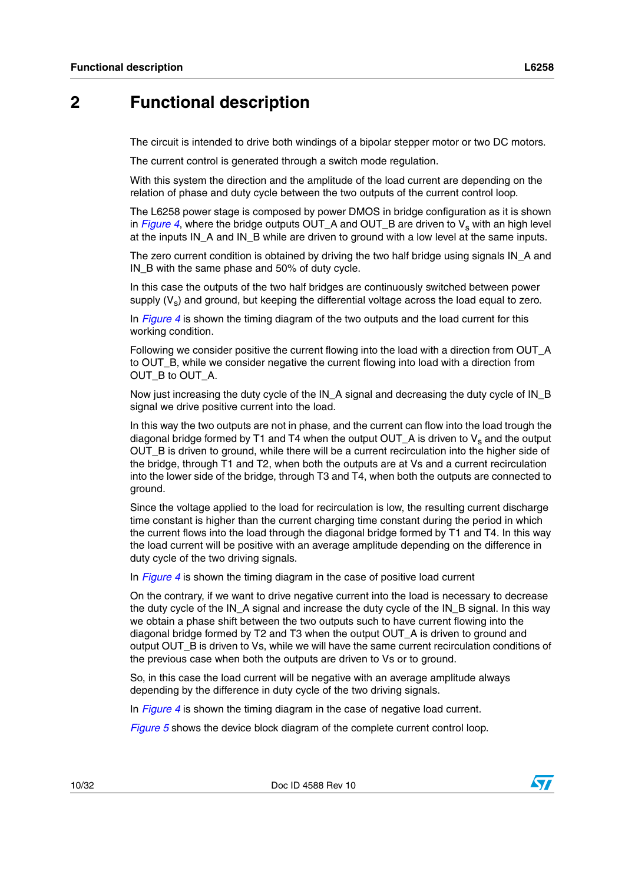## 2 Functional description

The circuit is intended to drive both windings of a bipolar stepper motor or two DC motors.

The current control is generated through a switch mode regulation.

With this system the direction and the amplitude of the load current are depending on the relation of phase and duty cycle between the two outputs of the current control loop.

The L6258 power stage is composed by power DMOS in bridge configuration as it is shown in *Figure 4*, where the bridge outputs OUT_A and OUT_B are driven to $V_s$ with an high level at the inputs IN_A and IN_B while are driven to ground with a low level at the same inputs.

The zero current condition is obtained by driving the two half bridge using signals IN_A and IN_B with the same phase and 50% of duty cycle.

In this case the outputs of the two half bridges are continuously switched between power supply ($V_s$) and ground, but keeping the differential voltage across the load equal to zero.

In *Figure 4* is shown the timing diagram of the two outputs and the load current for this working condition.

Following we consider positive the current flowing into the load with a direction from OUT_A to OUT_B, while we consider negative the current flowing into load with a direction from OUT_B to OUT_A.

Now just increasing the duty cycle of the IN_A signal and decreasing the duty cycle of IN_B signal we drive positive current into the load.

In this way the two outputs are not in phase, and the current can flow into the load trough the diagonal bridge formed by T1 and T4 when the output OUT_A is driven to $V_s$ and the output OUT_B is driven to ground, while there will be a current recirculation into the higher side of the bridge, through T1 and T2, when both the outputs are at Vs and a current recirculation into the lower side of the bridge, through T3 and T4, when both the outputs are connected to ground.

Since the voltage applied to the load for recirculation is low, the resulting current discharge time constant is higher than the current charging time constant during the period in which the current flows into the load through the diagonal bridge formed by T1 and T4. In this way the load current will be positive with an average amplitude depending on the difference in duty cycle of the two driving signals.

In *Figure 4* is shown the timing diagram in the case of positive load current

On the contrary, if we want to drive negative current into the load is necessary to decrease the duty cycle of the IN_A signal and increase the duty cycle of the IN_B signal. In this way we obtain a phase shift between the two outputs such to have current flowing into the diagonal bridge formed by T2 and T3 when the output OUT_A is driven to ground and output OUT_B is driven to Vs, while we will have the same current recirculation conditions of the previous case when both the outputs are driven to Vs or to ground.

So, in this case the load current will be negative with an average amplitude always depending by the difference in duty cycle of the two driving signals.

In *Figure 4* is shown the timing diagram in the case of negative load current.

*Figure 5* shows the device block diagram of the complete current control loop.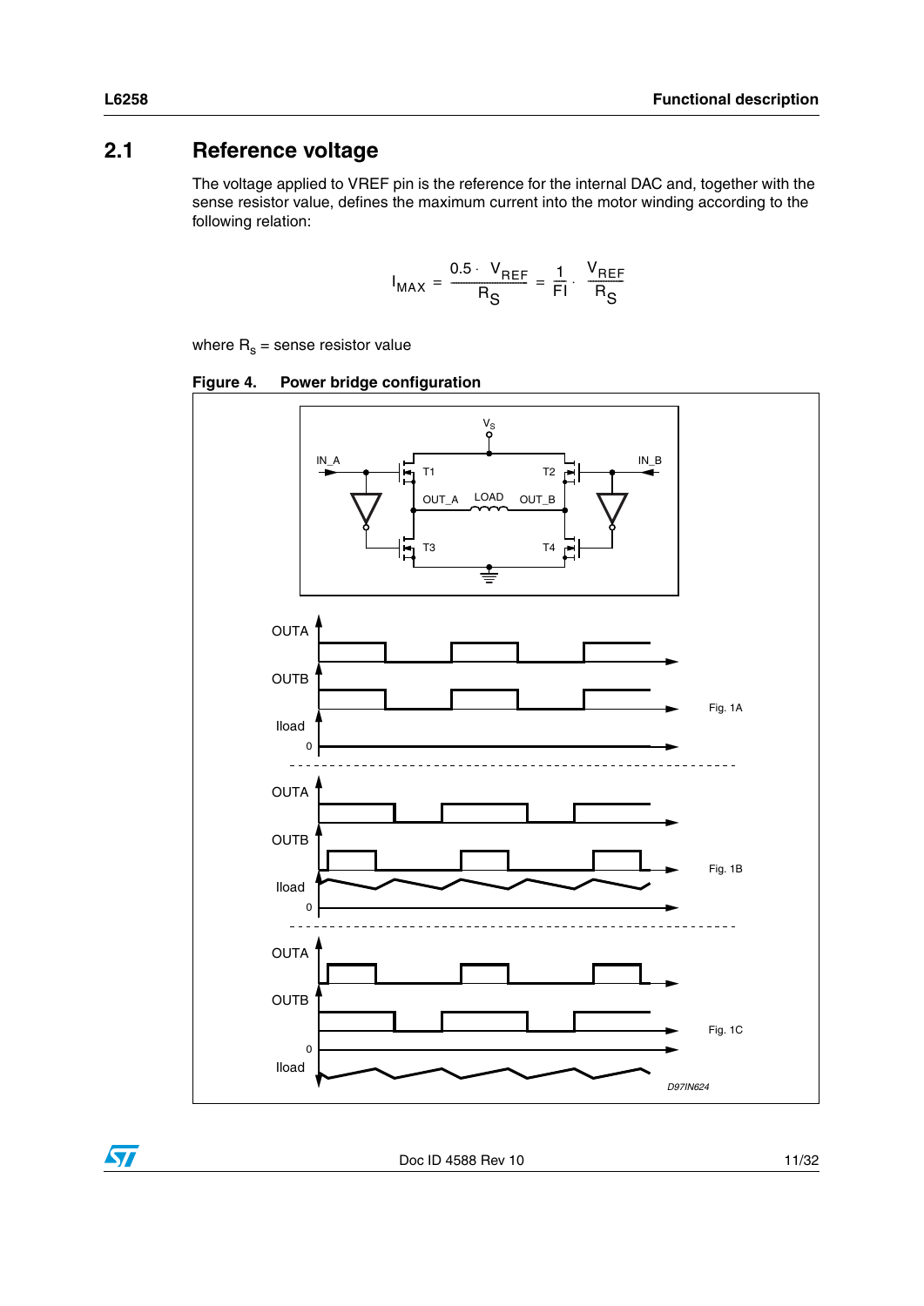## 2.1 Reference voltage

The voltage applied to VREF pin is the reference for the internal DAC and, together with the sense resistor value, defines the maximum current into the motor winding according to the following relation:

$$I_{MAX} = \frac{0.5 \cdot V_{REF}}{R_S} = \frac{1}{FI} \cdot \frac{V_{REF}}{R_S}$$

where $R_s$ = sense resistor value

**Figure 4. Power bridge configuration**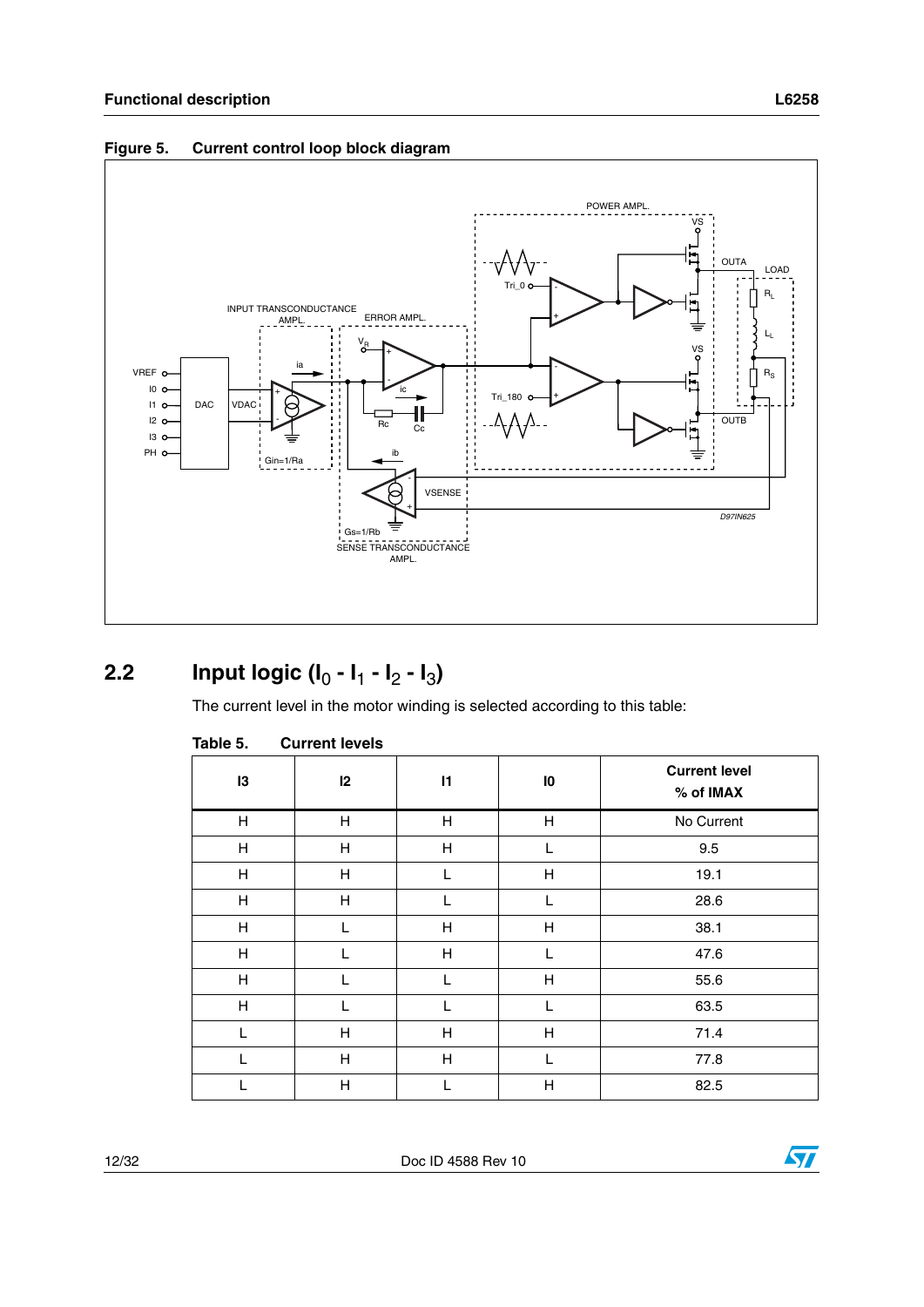**Figure 5. Current control loop block diagram**

## 2.2 Input logic ($I_0$ - $I_1$ - $I_2$ - $I_3$)

The current level in the motor winding is selected according to this table:

**Table 5. Current levels**

| I3 | I2 | I1 | I0 | Current level % of IMAX |
|---|---|---|---|---|
| H | H | H | H | No Current |
| H | H | H | L | 9.5 |
| H | H | L | H | 19.1 |
| H | H | L | L | 28.6 |
| H | L | H | H | 38.1 |
| H | L | H | L | 47.6 |
| H | L | L | H | 55.6 |
| H | L | L | L | 63.5 |
| L | H | H | H | 71.4 |
| L | H | H | L | 77.8 |
| L | H | L | H | 82.5 |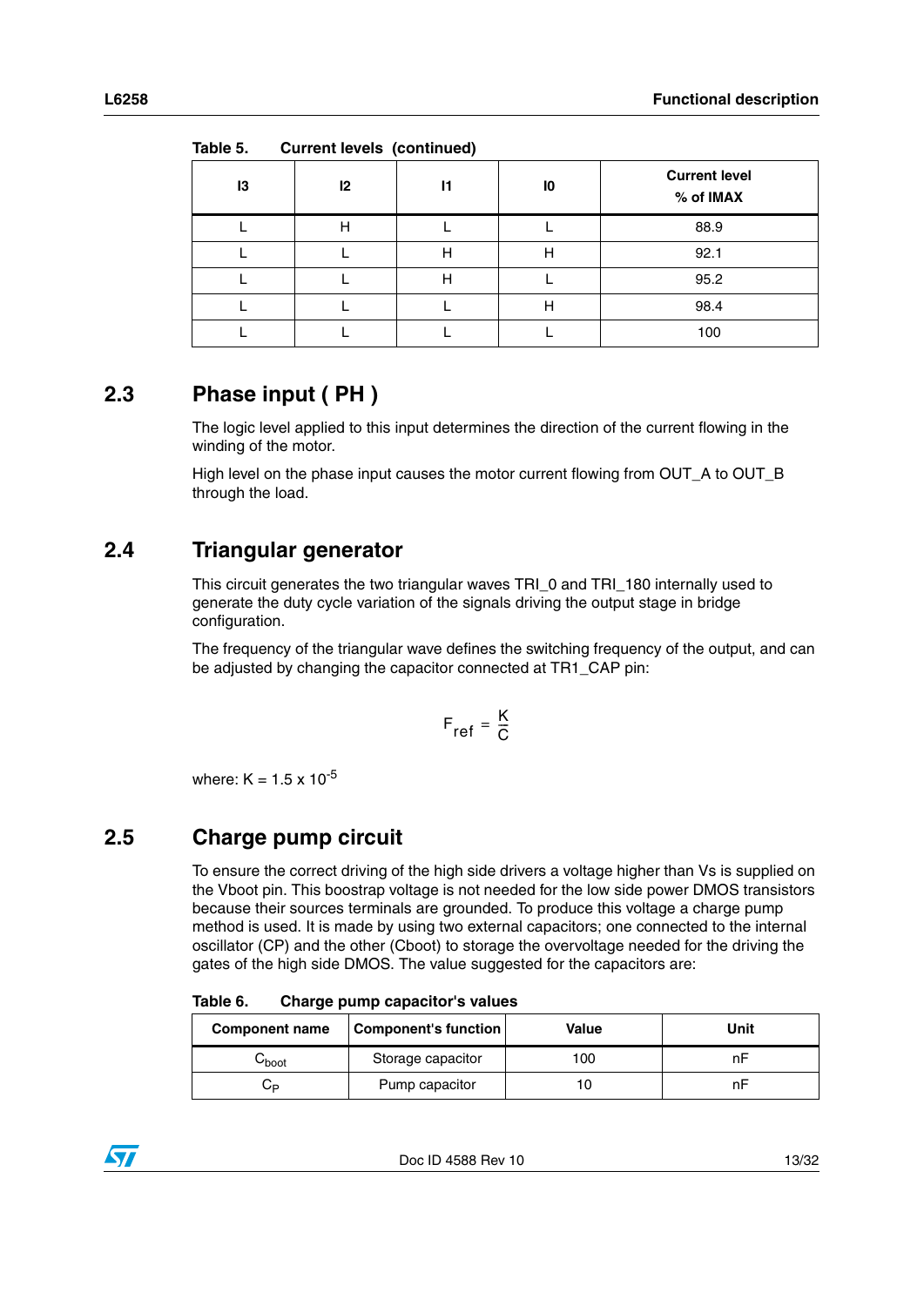Table 5. Current levels (continued)

| I3 | I2 | I1 | I0 | Current level % of IMAX |
|---|---|---|---|---|
| L | H | L | L | 88.9 |
| L | L | H | H | 92.1 |
| L | L | H | L | 95.2 |
| L | L | L | H | 98.4 |
| L | L | L | L | 100 |

## 2.3 Phase input ( PH )

The logic level applied to this input determines the direction of the current flowing in the winding of the motor.

High level on the phase input causes the motor current flowing from OUT_A to OUT_B through the load.

## 2.4 Triangular generator

This circuit generates the two triangular waves TRI_0 and TRI_180 internally used to generate the duty cycle variation of the signals driving the output stage in bridge configuration.

The frequency of the triangular wave defines the switching frequency of the output, and can be adjusted by changing the capacitor connected at TR1_CAP pin:

$$F_{ref} = \frac{K}{C}$$

where: $K = 1.5 \times 10^{-5}$

## 2.5 Charge pump circuit

To ensure the correct driving of the high side drivers a voltage higher than Vs is supplied on the Vboot pin. This boostrap voltage is not needed for the low side power DMOS transistors because their sources terminals are grounded. To produce this voltage a charge pump method is used. It is made by using two external capacitors; one connected to the internal oscillator (CP) and the other (Cboot) to storage the overvoltage needed for the driving the gates of the high side DMOS. The value suggested for the capacitors are:

Table 6. Charge pump capacitor's values

| Component name | Component's function | Value | Unit |
|---|---|---|---|
| $C_{boot}$ | Storage capacitor | 100 | nF |
| $C_P$ | Pump capacitor | 10 | nF |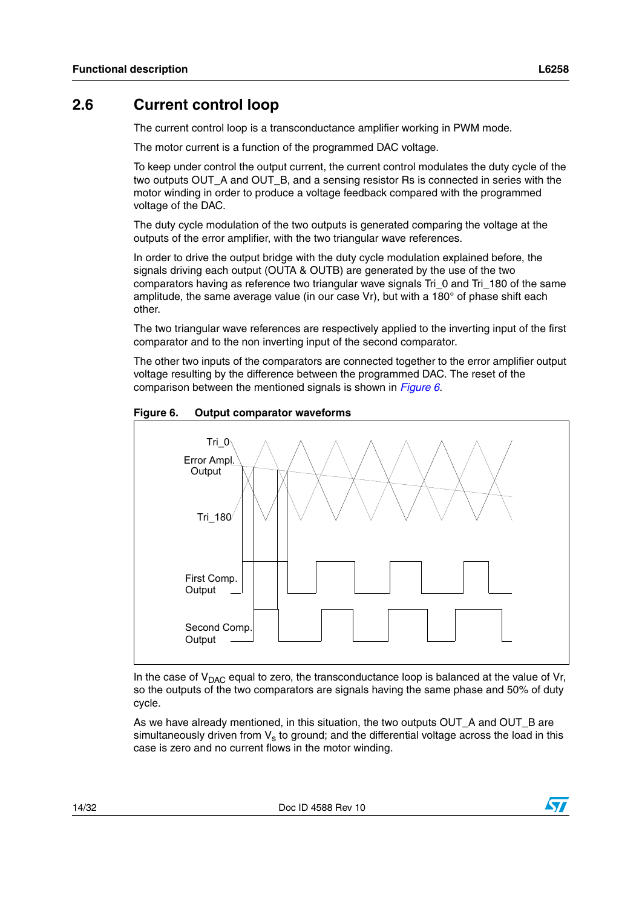## 2.6 Current control loop

The current control loop is a transconductance amplifier working in PWM mode.

The motor current is a function of the programmed DAC voltage.

To keep under control the output current, the current control modulates the duty cycle of the two outputs OUT_A and OUT_B, and a sensing resistor Rs is connected in series with the motor winding in order to produce a voltage feedback compared with the programmed voltage of the DAC.

The duty cycle modulation of the two outputs is generated comparing the voltage at the outputs of the error amplifier, with the two triangular wave references.

In order to drive the output bridge with the duty cycle modulation explained before, the signals driving each output (OUTA & OUTB) are generated by the use of the two comparators having as reference two triangular wave signals Tri_0 and Tri_180 of the same amplitude, the same average value (in our case Vr), but with a 180° of phase shift each other.

The two triangular wave references are respectively applied to the inverting input of the first comparator and to the non inverting input of the second comparator.

The other two inputs of the comparators are connected together to the error amplifier output voltage resulting by the difference between the programmed DAC. The reset of the comparison between the mentioned signals is shown in *Figure 6*.

**Figure 6. Output comparator waveforms**

Tri_0

Error Ampl. Output

Tri_180

First Comp. Output

Second Comp. Output

In the case of $V_{DAC}$ equal to zero, the transconductance loop is balanced at the value of Vr, so the outputs of the two comparators are signals having the same phase and 50% of duty cycle.

As we have already mentioned, in this situation, the two outputs OUT_A and OUT_B are simultaneously driven from $V_s$ to ground; and the differential voltage across the load in this case is zero and no current flows in the motor winding.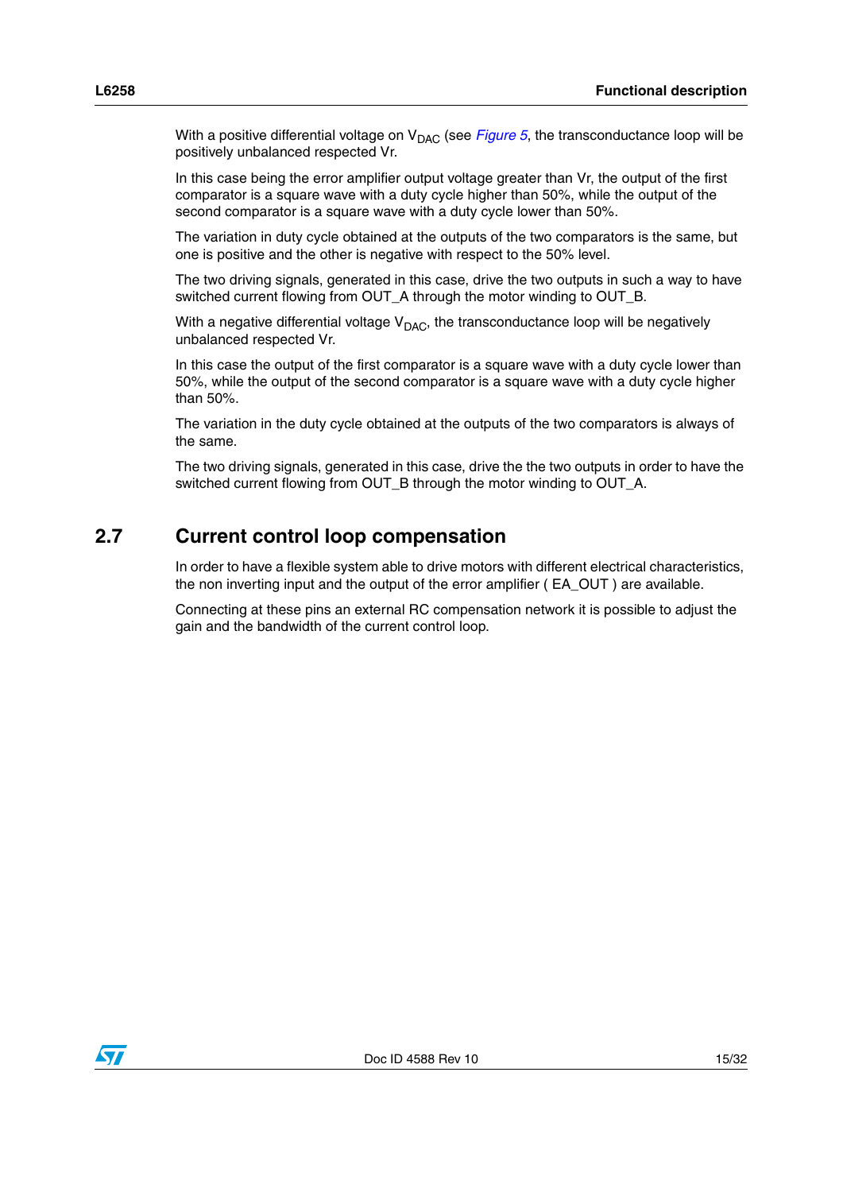With a positive differential voltage on $V_{DAC}$ (see *Figure 5*, the transconductance loop will be positively unbalanced respected Vr.

In this case being the error amplifier output voltage greater than Vr, the output of the first comparator is a square wave with a duty cycle higher than 50%, while the output of the second comparator is a square wave with a duty cycle lower than 50%.

The variation in duty cycle obtained at the outputs of the two comparators is the same, but one is positive and the other is negative with respect to the 50% level.

The two driving signals, generated in this case, drive the two outputs in such a way to have switched current flowing from OUT_A through the motor winding to OUT_B.

With a negative differential voltage $V_{DAC}$, the transconductance loop will be negatively unbalanced respected Vr.

In this case the output of the first comparator is a square wave with a duty cycle lower than 50%, while the output of the second comparator is a square wave with a duty cycle higher than 50%.

The variation in the duty cycle obtained at the outputs of the two comparators is always of the same.

The two driving signals, generated in this case, drive the the two outputs in order to have the switched current flowing from OUT_B through the motor winding to OUT_A.

## 2.7 Current control loop compensation

In order to have a flexible system able to drive motors with different electrical characteristics, the non inverting input and the output of the error amplifier ( EA_OUT ) are available.

Connecting at these pins an external RC compensation network it is possible to adjust the gain and the bandwidth of the current control loop.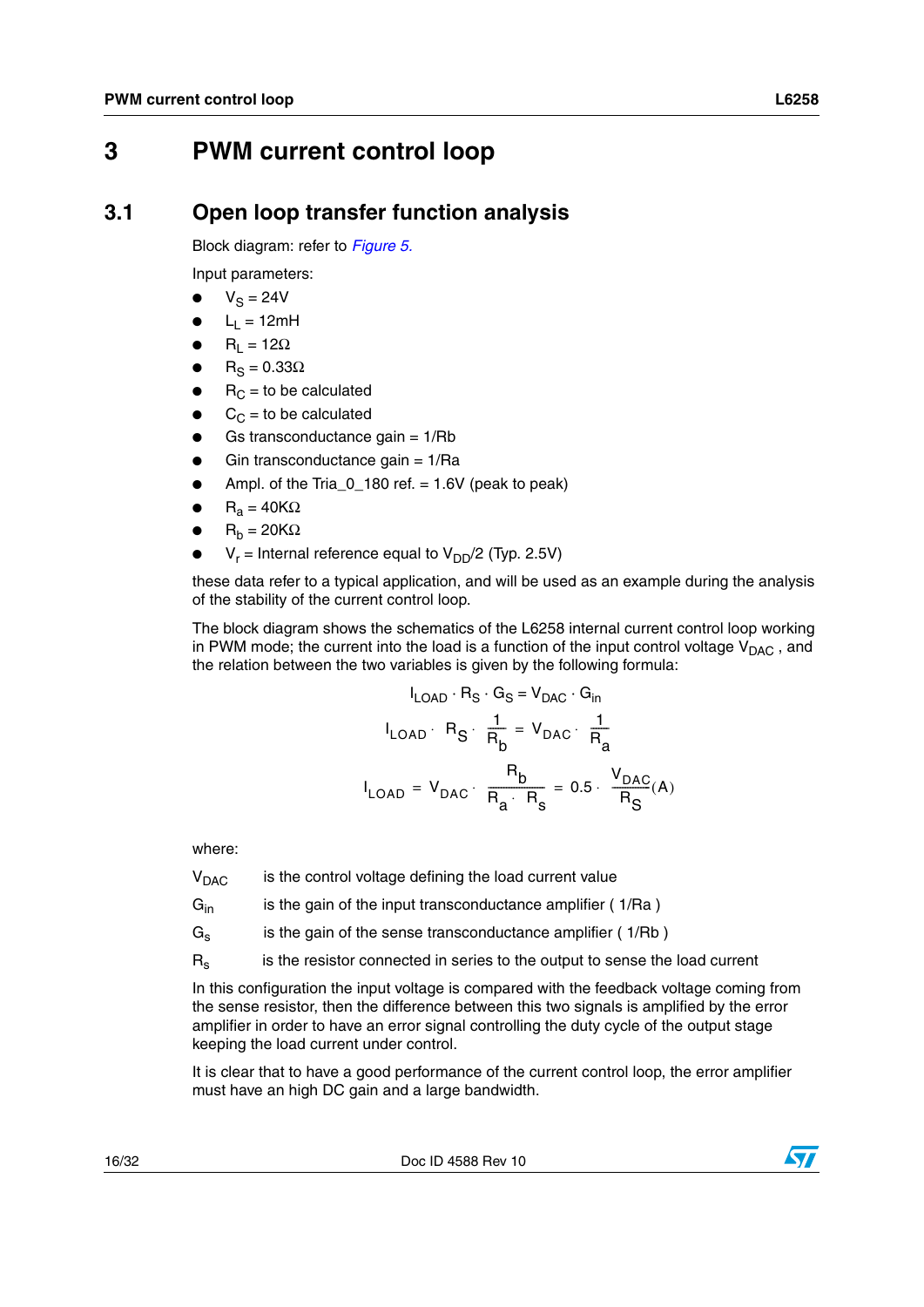# 3 PWM current control loop

## 3.1 Open loop transfer function analysis

Block diagram: refer to *Figure 5*.

Input parameters:

- $V_S = 24V$
- $L_L = 12mH$
- $R_L = 12\Omega$
- $R_S = 0.33\Omega$
- $R_C$ = to be calculated
- $C_C$ = to be calculated
- Gs transconductance gain = 1/Rb
- Gin transconductance gain = 1/Ra
- Ampl. of the Tria_0_180 ref. = 1.6V (peak to peak)
- $R_a = 40K\Omega$
- $R_b = 20K\Omega$
- $V_r$ = Internal reference equal to $V_{DD}/2$ (Typ. 2.5V)

these data refer to a typical application, and will be used as an example during the analysis of the stability of the current control loop.

The block diagram shows the schematics of the L6258 internal current control loop working in PWM mode; the current into the load is a function of the input control voltage $V_{DAC}$ , and the relation between the two variables is given by the following formula:

$$I_{LOAD} \cdot R_S \cdot G_S = V_{DAC} \cdot G_{in}$$

$$I_{LOAD} \cdot R_S \cdot \frac{1}{R_b} = V_{DAC} \cdot \frac{1}{R_a}$$

$$I_{LOAD} = V_{DAC} \cdot \frac{R_b}{R_a \cdot R_s} = 0.5 \cdot \frac{V_{DAC}}{R_S}(A)$$

where:

$V_{DAC}$ is the control voltage defining the load current value

$G_{in}$ is the gain of the input transconductance amplifier ( 1/Ra )

$G_s$ is the gain of the sense transconductance amplifier ( 1/Rb )

$R_s$ is the resistor connected in series to the output to sense the load current

In this configuration the input voltage is compared with the feedback voltage coming from the sense resistor, then the difference between this two signals is amplified by the error amplifier in order to have an error signal controlling the duty cycle of the output stage keeping the load current under control.

It is clear that to have a good performance of the current control loop, the error amplifier must have an high DC gain and a large bandwidth.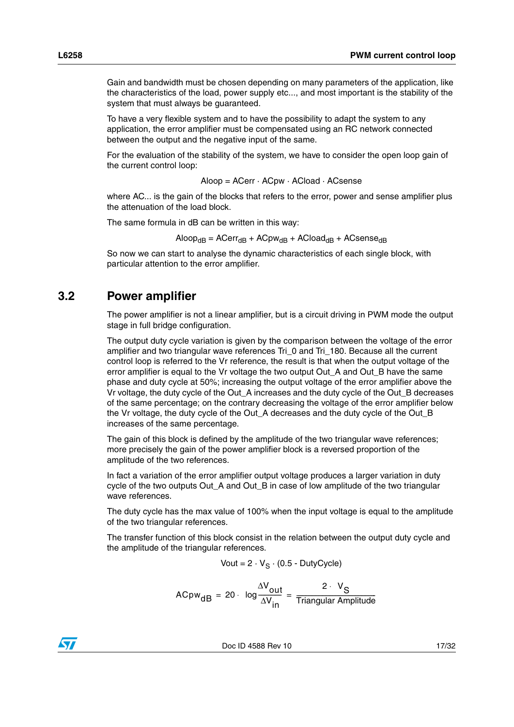Gain and bandwidth must be chosen depending on many parameters of the application, like the characteristics of the load, power supply etc..., and most important is the stability of the system that must always be guaranteed.

To have a very flexible system and to have the possibility to adapt the system to any application, the error amplifier must be compensated using an RC network connected between the output and the negative input of the same.

For the evaluation of the stability of the system, we have to consider the open loop gain of the current control loop:

$$Aloop = ACerr \cdot ACpw \cdot ACload \cdot ACsense$$

where AC... is the gain of the blocks that refers to the error, power and sense amplifier plus the attenuation of the load block.

The same formula in dB can be written in this way:

$$Aloop_{dB} = ACerr_{dB} + ACpw_{dB} + ACload_{dB} + ACsense_{dB}$$

So now we can start to analyse the dynamic characteristics of each single block, with particular attention to the error amplifier.

## 3.2 Power amplifier

The power amplifier is not a linear amplifier, but is a circuit driving in PWM mode the output stage in full bridge configuration.

The output duty cycle variation is given by the comparison between the voltage of the error amplifier and two triangular wave references Tri_0 and Tri_180. Because all the current control loop is referred to the Vr reference, the result is that when the output voltage of the error amplifier is equal to the Vr voltage the two output Out_A and Out_B have the same phase and duty cycle at 50%; increasing the output voltage of the error amplifier above the Vr voltage, the duty cycle of the Out_A increases and the duty cycle of the Out_B decreases of the same percentage; on the contrary decreasing the voltage of the error amplifier below the Vr voltage, the duty cycle of the Out_A decreases and the duty cycle of the Out_B increases of the same percentage.

The gain of this block is defined by the amplitude of the two triangular wave references; more precisely the gain of the power amplifier block is a reversed proportion of the amplitude of the two references.

In fact a variation of the error amplifier output voltage produces a larger variation in duty cycle of the two outputs Out_A and Out_B in case of low amplitude of the two triangular wave references.

The duty cycle has the max value of 100% when the input voltage is equal to the amplitude of the two triangular references.

The transfer function of this block consist in the relation between the output duty cycle and the amplitude of the triangular references.

$$Vout = 2 \cdot V_S \cdot (0.5 - DutyCycle)$$

$$ACpw_{dB} = 20 \cdot \log\frac{\Delta V_{out}}{\Delta V_{in}} = \frac{2 \cdot V_S}{\text{Triangular Amplitude}}$$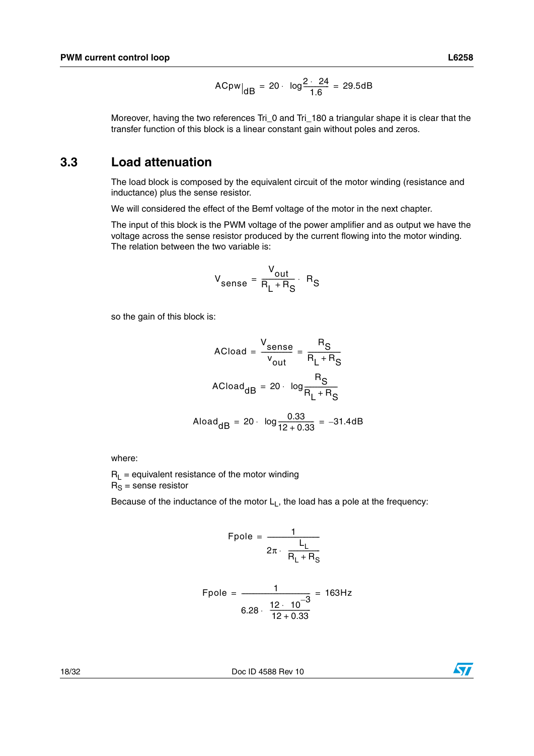$$ACpw|_{dB} = 20 \cdot \log\frac{2 \cdot 24}{1.6} = 29.5dB$$

Moreover, having the two references Tri_0 and Tri_180 a triangular shape it is clear that the transfer function of this block is a linear constant gain without poles and zeros.

## 3.3 Load attenuation

The load block is composed by the equivalent circuit of the motor winding (resistance and inductance) plus the sense resistor.

We will considered the effect of the Bemf voltage of the motor in the next chapter.

The input of this block is the PWM voltage of the power amplifier and as output we have the voltage across the sense resistor produced by the current flowing into the motor winding. The relation between the two variable is:

$$V_{sense} = \frac{V_{out}}{R_L + R_S} \cdot R_S$$

so the gain of this block is:

$$ACload = \frac{V_{sense}}{V_{out}} = \frac{R_S}{R_L + R_S}$$

$$ACload_{dB} = 20 \cdot \log\frac{R_S}{R_L + R_S}$$

$$Aload_{dB} = 20 \cdot \log\frac{0.33}{12 + 0.33} = -31.4dB$$

where:

$R_L$ = equivalent resistance of the motor winding
$R_S$ = sense resistor

Because of the inductance of the motor $L_L$, the load has a pole at the frequency:

$$Fpole = \frac{1}{2\pi \cdot \frac{L_L}{R_L + R_S}}$$

$$Fpole = \frac{1}{6.28 \cdot \frac{12 \cdot 10^{-3}}{12 + 0.33}} = 163Hz$$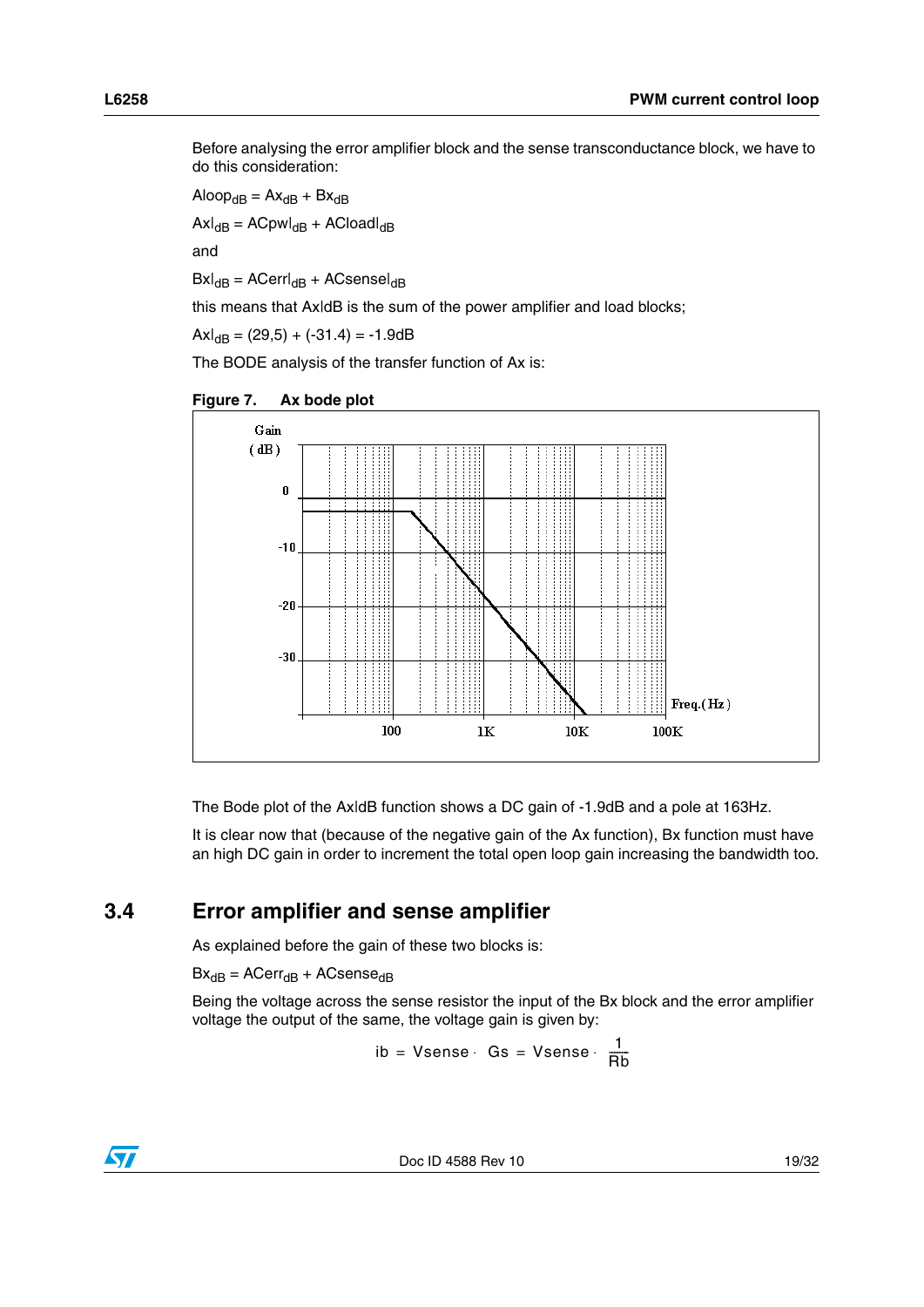Before analysing the error amplifier block and the sense transconductance block, we have to do this consideration:

$Aloop_{dB} = Ax_{dB} + Bx_{dB}$

$Ax|_{dB} = ACpw|_{dB} + ACload|_{dB}$

and

$Bx|_{dB} = ACerr|_{dB} + ACsense|_{dB}$

this means that Ax|dB is the sum of the power amplifier and load blocks;

$Ax|_{dB} = (29,5) + (-31.4) = -1.9dB$

The BODE analysis of the transfer function of Ax is:

**Figure 7. Ax bode plot**

The Bode plot of the Ax|dB function shows a DC gain of -1.9dB and a pole at 163Hz.

It is clear now that (because of the negative gain of the Ax function), Bx function must have an high DC gain in order to increment the total open loop gain increasing the bandwidth too.

## 3.4 Error amplifier and sense amplifier

As explained before the gain of these two blocks is:

$Bx_{dB} = ACerr_{dB} + ACsense_{dB}$

Being the voltage across the sense resistor the input of the Bx block and the error amplifier voltage the output of the same, the voltage gain is given by:

$$ib = Vsense \cdot Gs = Vsense \cdot \frac{1}{Rb}$$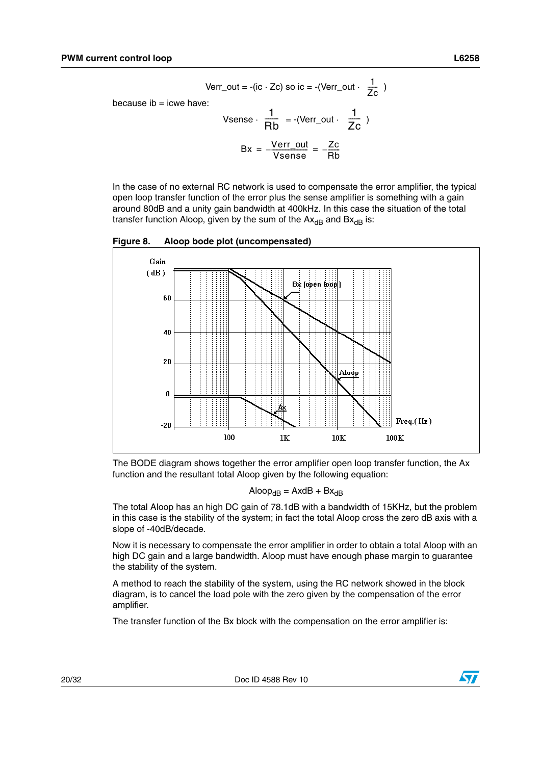$$\text{Verr\_out} = -(\text{ic} \cdot \text{Zc}) \text{ so ic} = -(\text{Verr\_out} \cdot \frac{1}{\text{Zc}})$$

because ib = icwe have:

$$\text{Vsense} \cdot \frac{1}{\text{Rb}} = -(\text{Verr\_out} \cdot \frac{1}{\text{Zc}})$$

$$\text{Bx} = -\frac{\text{Verr\_out}}{\text{Vsense}} = -\frac{\text{Zc}}{\text{Rb}}$$

In the case of no external RC network is used to compensate the error amplifier, the typical open loop transfer function of the error plus the sense amplifier is something with a gain around 80dB and a unity gain bandwidth at 400kHz. In this case the situation of the total transfer function Aloop, given by the sum of the $Ax_{dB}$ and $Bx_{dB}$ is:

**Figure 8. Aloop bode plot (uncompensated)**

The BODE diagram shows together the error amplifier open loop transfer function, the Ax function and the resultant total Aloop given by the following equation:

$$\text{Aloop}_{dB} = \text{AxdB} + \text{Bx}_{dB}$$

The total Aloop has an high DC gain of 78.1dB with a bandwidth of 15KHz, but the problem in this case is the stability of the system; in fact the total Aloop cross the zero dB axis with a slope of -40dB/decade.

Now it is necessary to compensate the error amplifier in order to obtain a total Aloop with an high DC gain and a large bandwidth. Aloop must have enough phase margin to guarantee the stability of the system.

A method to reach the stability of the system, using the RC network showed in the block diagram, is to cancel the load pole with the zero given by the compensation of the error amplifier.

The transfer function of the Bx block with the compensation on the error amplifier is: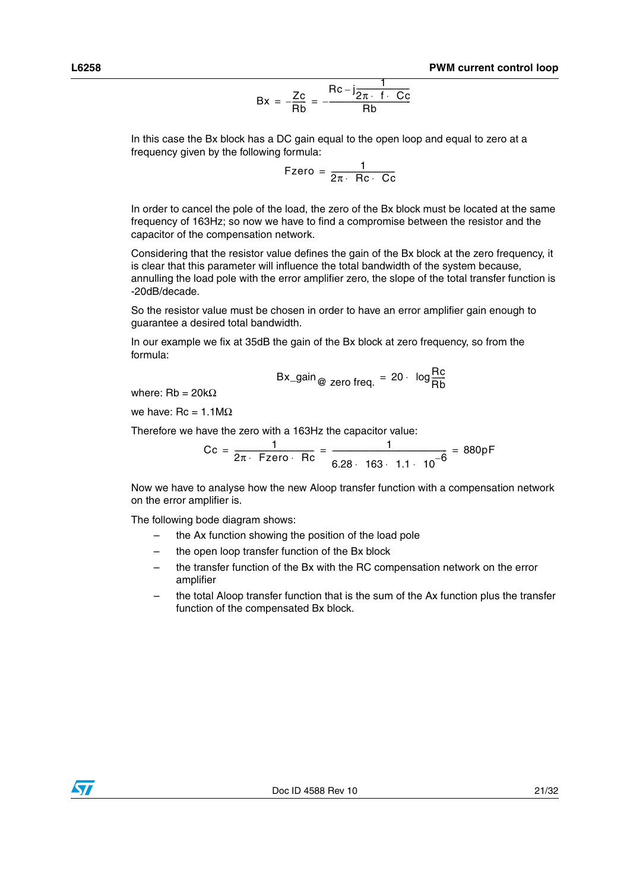$$Bx = -\frac{Zc}{Rb} = -\frac{Rc - j\frac{1}{2\pi \cdot f \cdot Cc}}{Rb}$$

In this case the Bx block has a DC gain equal to the open loop and equal to zero at a frequency given by the following formula:

$$Fzero = \frac{1}{2\pi \cdot Rc \cdot Cc}$$

In order to cancel the pole of the load, the zero of the Bx block must be located at the same frequency of 163Hz; so now we have to find a compromise between the resistor and the capacitor of the compensation network.

Considering that the resistor value defines the gain of the Bx block at the zero frequency, it is clear that this parameter will influence the total bandwidth of the system because, annulling the load pole with the error amplifier zero, the slope of the total transfer function is -20dB/decade.

So the resistor value must be chosen in order to have an error amplifier gain enough to guarantee a desired total bandwidth.

In our example we fix at 35dB the gain of the Bx block at zero frequency, so from the formula:

$$Bx\_gain_{@\ zero\ freq.} = 20 \cdot \log\frac{Rc}{Rb}$$

where: Rb = 20kΩ

we have: Rc = 1.1MΩ

Therefore we have the zero with a 163Hz the capacitor value:

$$Cc = \frac{1}{2\pi \cdot Fzero \cdot Rc} = \frac{1}{6.28 \cdot 163 \cdot 1.1 \cdot 10^{-6}} = 880pF$$

Now we have to analyse how the new Aloop transfer function with a compensation network on the error amplifier is.

The following bode diagram shows:

- the Ax function showing the position of the load pole
- the open loop transfer function of the Bx block
- the transfer function of the Bx with the RC compensation network on the error amplifier
- the total Aloop transfer function that is the sum of the Ax function plus the transfer function of the compensated Bx block.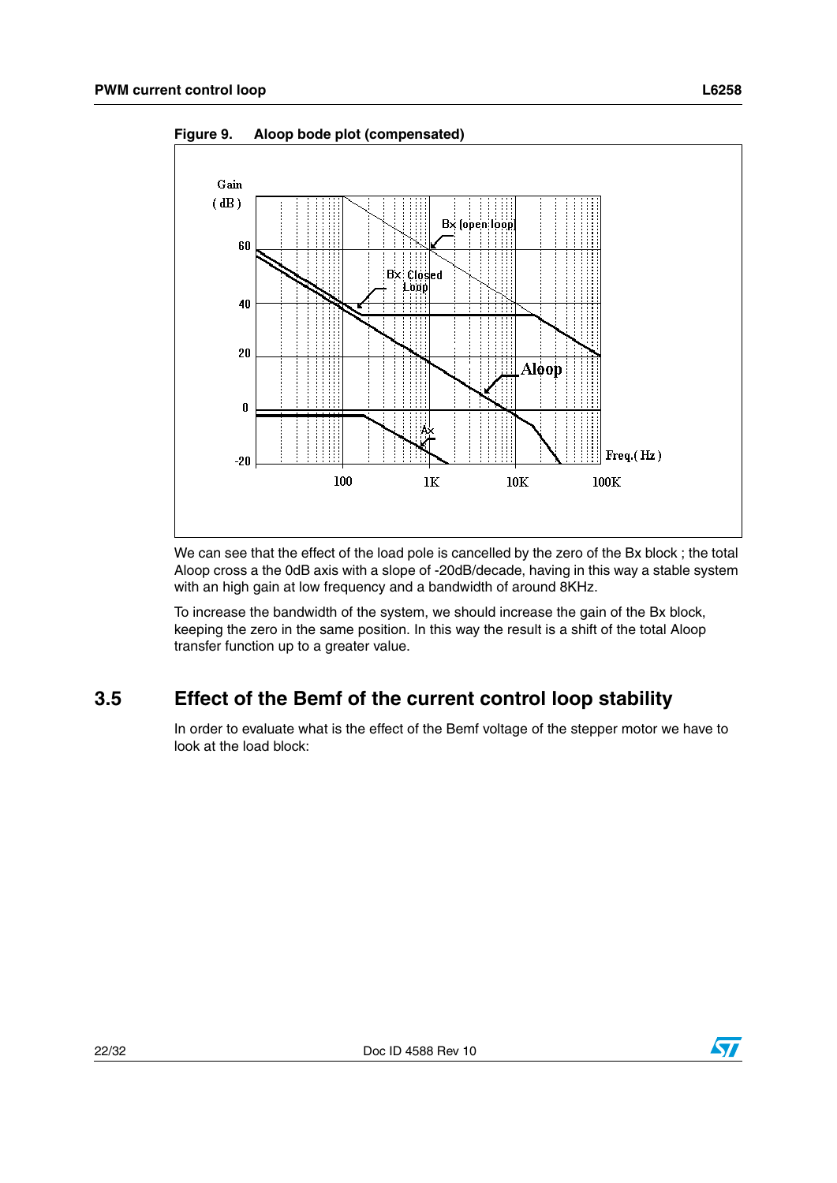**Figure 9. Aloop bode plot (compensated)**

We can see that the effect of the load pole is cancelled by the zero of the Bx block ; the total Aloop cross a the 0dB axis with a slope of -20dB/decade, having in this way a stable system with an high gain at low frequency and a bandwidth of around 8KHz.

To increase the bandwidth of the system, we should increase the gain of the Bx block, keeping the zero in the same position. In this way the result is a shift of the total Aloop transfer function up to a greater value.

## 3.5 Effect of the Bemf of the current control loop stability

In order to evaluate what is the effect of the Bemf voltage of the stepper motor we have to look at the load block: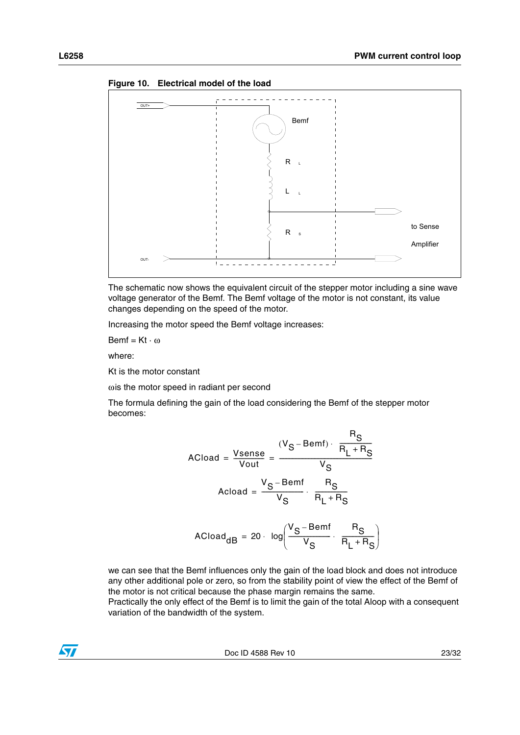**Figure 10. Electrical model of the load**

The schematic now shows the equivalent circuit of the stepper motor including a sine wave voltage generator of the Bemf. The Bemf voltage of the motor is not constant, its value changes depending on the speed of the motor.

Increasing the motor speed the Bemf voltage increases:

$$Bemf = Kt \cdot \omega$$

where:

Kt is the motor constant

$\omega$ is the motor speed in radiant per second

The formula defining the gain of the load considering the Bemf of the stepper motor becomes:

$$ACload = \frac{Vsense}{Vout} = \frac{(V_S - Bemf) \cdot \frac{R_S}{R_L + R_S}}{V_S}$$

$$Acload = \frac{V_S - Bemf}{V_S} \cdot \frac{R_S}{R_L + R_S}$$

$$ACload_{dB} = 20 \cdot \log\left(\frac{V_S - Bemf}{V_S} \cdot \frac{R_S}{R_L + R_S}\right)$$

we can see that the Bemf influences only the gain of the load block and does not introduce any other additional pole or zero, so from the stability point of view the effect of the Bemf of the motor is not critical because the phase margin remains the same.
Practically the only effect of the Bemf is to limit the gain of the total Aloop with a consequent variation of the bandwidth of the system.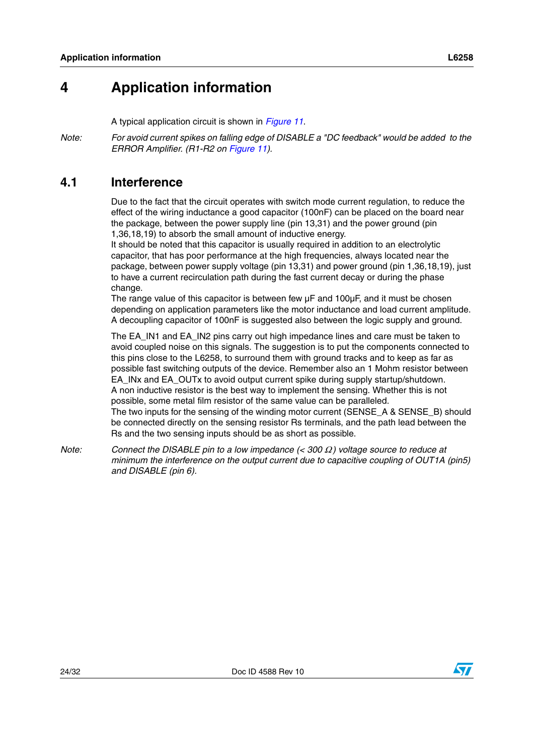// OCR: ST L6258 datasheet, page 24
# 4 Application information

A typical application circuit is shown in *Figure 11*.

*Note:* *For avoid current spikes on falling edge of DISABLE a "DC feedback" would be added to the ERROR Amplifier. (R1-R2 on Figure 11).*

## 4.1 Interference

Due to the fact that the circuit operates with switch mode current regulation, to reduce the effect of the wiring inductance a good capacitor (100nF) can be placed on the board near the package, between the power supply line (pin 13,31) and the power ground (pin 1,36,18,19) to absorb the small amount of inductive energy.
It should be noted that this capacitor is usually required in addition to an electrolytic capacitor, that has poor performance at the high frequencies, always located near the package, between power supply voltage (pin 13,31) and power ground (pin 1,36,18,19), just to have a current recirculation path during the fast current decay or during the phase change.
The range value of this capacitor is between few µF and 100µF, and it must be chosen depending on application parameters like the motor inductance and load current amplitude.
A decoupling capacitor of 100nF is suggested also between the logic supply and ground.

The EA_IN1 and EA_IN2 pins carry out high impedance lines and care must be taken to avoid coupled noise on this signals. The suggestion is to put the components connected to this pins close to the L6258, to surround them with ground tracks and to keep as far as possible fast switching outputs of the device. Remember also an 1 Mohm resistor between EA_INx and EA_OUTx to avoid output current spike during supply startup/shutdown.
A non inductive resistor is the best way to implement the sensing. Whether this is not possible, some metal film resistor of the same value can be paralleled.
The two inputs for the sensing of the winding motor current (SENSE_A & SENSE_B) should be connected directly on the sensing resistor Rs terminals, and the path lead between the Rs and the two sensing inputs should be as short as possible.

*Note:* *Connect the DISABLE pin to a low impedance (< 300 Ω) voltage source to reduce at minimum the interference on the output current due to capacitive coupling of OUT1A (pin5) and DISABLE (pin 6).*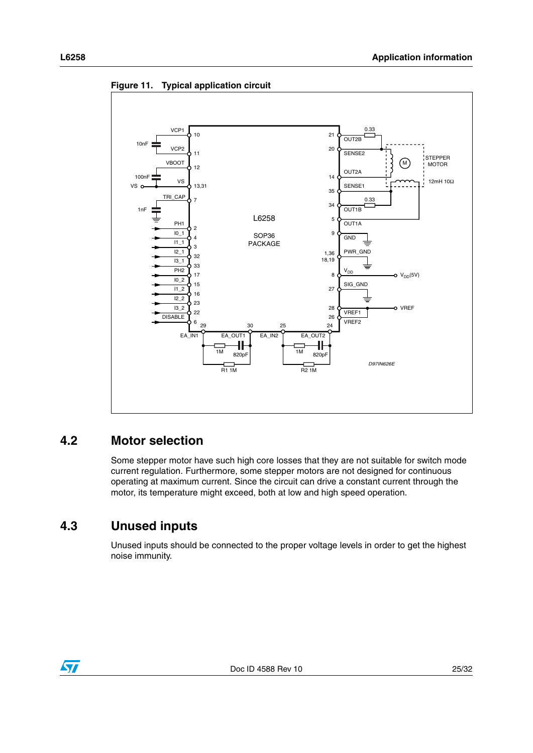Figure 11. Typical application circuit

## 4.2 Motor selection

Some stepper motor have such high core losses that they are not suitable for switch mode current regulation. Furthermore, some stepper motors are not designed for continuous operating at maximum current. Since the circuit can drive a constant current through the motor, its temperature might exceed, both at low and high speed operation.

## 4.3 Unused inputs

Unused inputs should be connected to the proper voltage levels in order to get the highest noise immunity.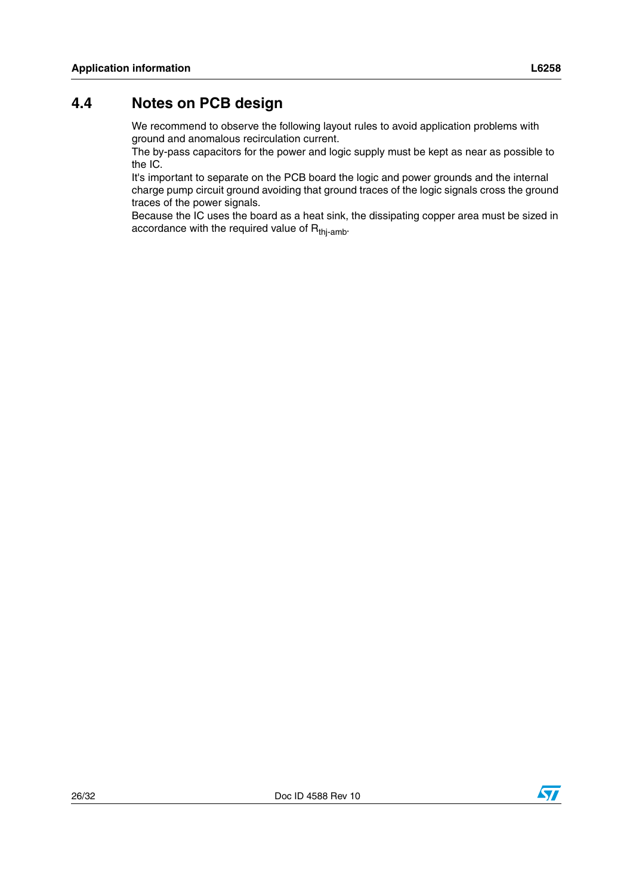## 4.4 Notes on PCB design

We recommend to observe the following layout rules to avoid application problems with ground and anomalous recirculation current.
The by-pass capacitors for the power and logic supply must be kept as near as possible to the IC.
It's important to separate on the PCB board the logic and power grounds and the internal charge pump circuit ground avoiding that ground traces of the logic signals cross the ground traces of the power signals.
Because the IC uses the board as a heat sink, the dissipating copper area must be sized in accordance with the required value of $R_{thj\text{-}amb}$.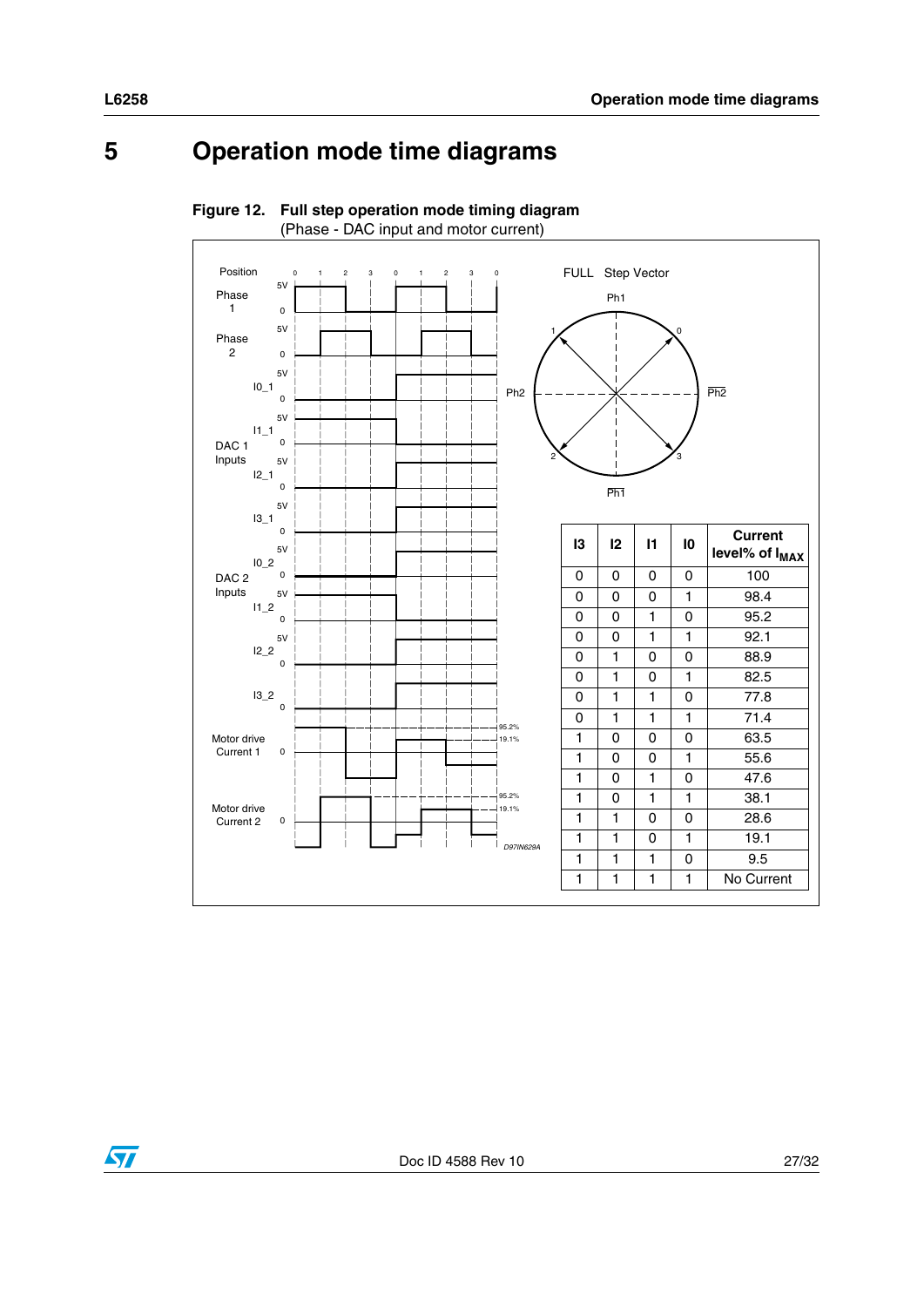# 5 Operation mode time diagrams

**Figure 12. Full step operation mode timing diagram**
(Phase - DAC input and motor current)

| I3 | I2 | I1 | I0 | Current level% of $I_{MAX}$ |
|---|---|---|---|---|
| 0 | 0 | 0 | 0 | 100 |
| 0 | 0 | 0 | 1 | 98.4 |
| 0 | 0 | 1 | 0 | 95.2 |
| 0 | 0 | 1 | 1 | 92.1 |
| 0 | 1 | 0 | 0 | 88.9 |
| 0 | 1 | 0 | 1 | 82.5 |
| 0 | 1 | 1 | 0 | 77.8 |
| 0 | 1 | 1 | 1 | 71.4 |
| 1 | 0 | 0 | 0 | 63.5 |
| 1 | 0 | 0 | 1 | 55.6 |
| 1 | 0 | 1 | 0 | 47.6 |
| 1 | 0 | 1 | 1 | 38.1 |
| 1 | 1 | 0 | 0 | 28.6 |
| 1 | 1 | 0 | 1 | 19.1 |
| 1 | 1 | 1 | 0 | 9.5 |
| 1 | 1 | 1 | 1 | No Current |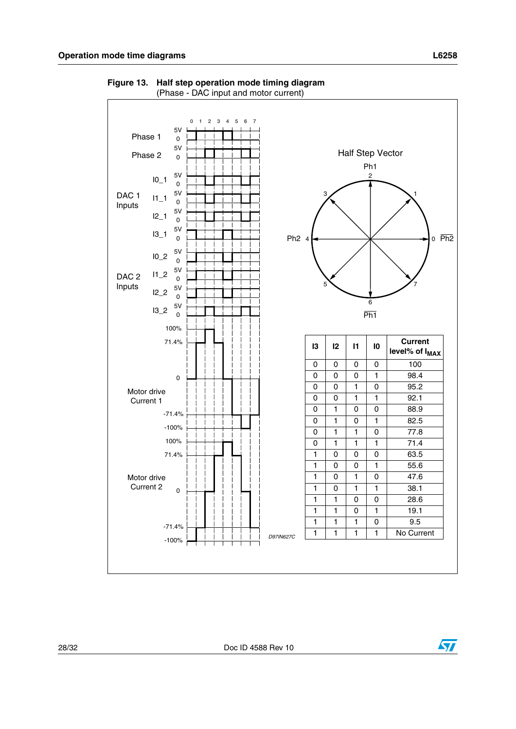**Figure 13. Half step operation mode timing diagram**
(Phase - DAC input and motor current)

| I3 | I2 | I1 | I0 | Current level% of $I_{MAX}$ |
|---|---|---|---|---|
| 0 | 0 | 0 | 0 | 100 |
| 0 | 0 | 0 | 1 | 98.4 |
| 0 | 0 | 1 | 0 | 95.2 |
| 0 | 0 | 1 | 1 | 92.1 |
| 0 | 1 | 0 | 0 | 88.9 |
| 0 | 1 | 0 | 1 | 82.5 |
| 0 | 1 | 1 | 0 | 77.8 |
| 0 | 1 | 1 | 1 | 71.4 |
| 1 | 0 | 0 | 0 | 63.5 |
| 1 | 0 | 0 | 1 | 55.6 |
| 1 | 0 | 1 | 0 | 47.6 |
| 1 | 0 | 1 | 1 | 38.1 |
| 1 | 1 | 0 | 0 | 28.6 |
| 1 | 1 | 0 | 1 | 19.1 |
| 1 | 1 | 1 | 0 | 9.5 |
| 1 | 1 | 1 | 1 | No Current |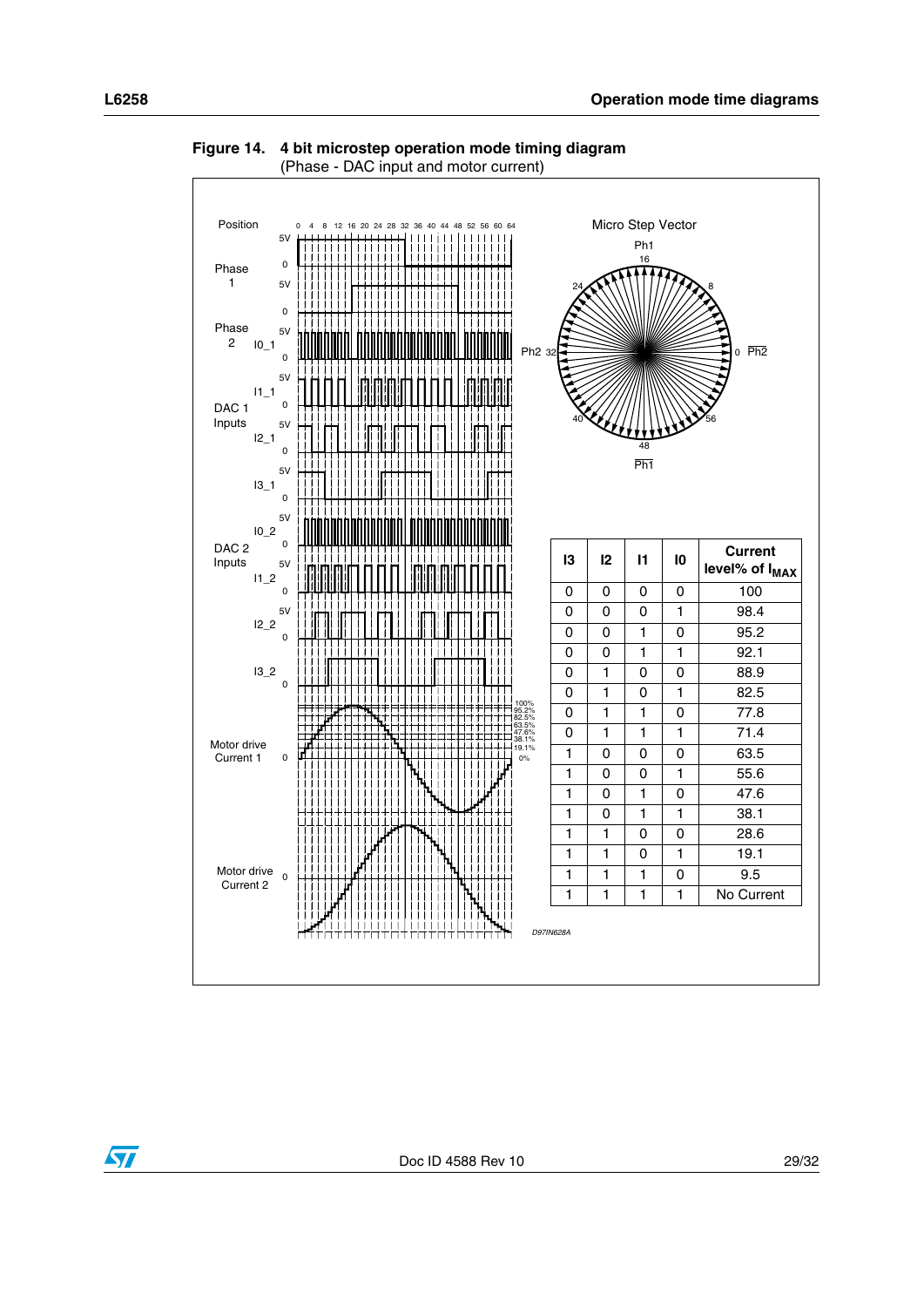**Figure 14. 4 bit microstep operation mode timing diagram**
(Phase - DAC input and motor current)

| I3 | I2 | I1 | I0 | Current level% of $I_{MAX}$ |
|---|---|---|---|---|
| 0 | 0 | 0 | 0 | 100 |
| 0 | 0 | 0 | 1 | 98.4 |
| 0 | 0 | 1 | 0 | 95.2 |
| 0 | 0 | 1 | 1 | 92.1 |
| 0 | 1 | 0 | 0 | 88.9 |
| 0 | 1 | 0 | 1 | 82.5 |
| 0 | 1 | 1 | 0 | 77.8 |
| 0 | 1 | 1 | 1 | 71.4 |
| 1 | 0 | 0 | 0 | 63.5 |
| 1 | 0 | 0 | 1 | 55.6 |
| 1 | 0 | 1 | 0 | 47.6 |
| 1 | 0 | 1 | 1 | 38.1 |
| 1 | 1 | 0 | 0 | 28.6 |
| 1 | 1 | 0 | 1 | 19.1 |
| 1 | 1 | 1 | 0 | 9.5 |
| 1 | 1 | 1 | 1 | No Current |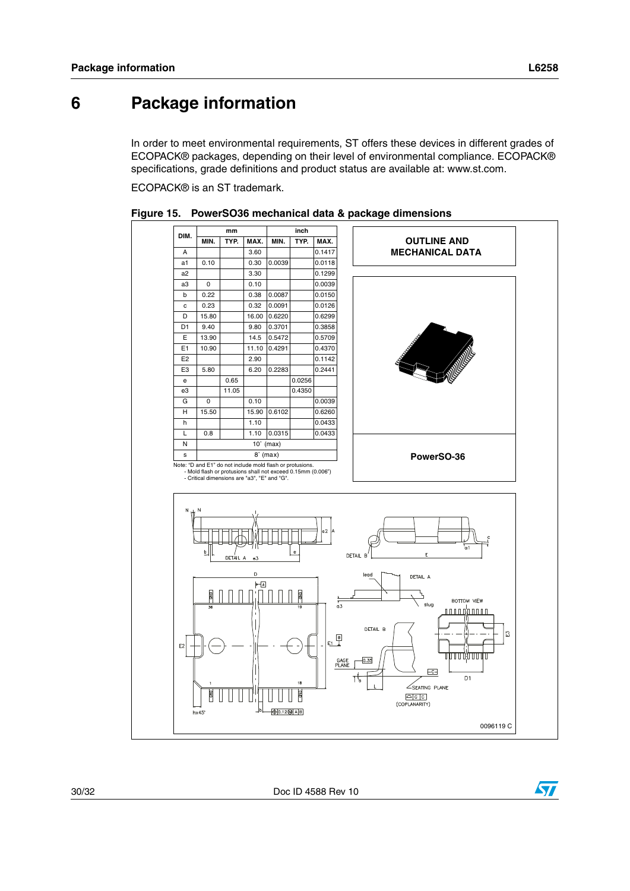# 6 Package information

In order to meet environmental requirements, ST offers these devices in different grades of ECOPACK® packages, depending on their level of environmental compliance. ECOPACK® specifications, grade definitions and product status are available at: www.st.com.

ECOPACK® is an ST trademark.

**Figure 15. PowerSO36 mechanical data & package dimensions**

| DIM. | mm | | | inch | | |
|---|---|---|---|---|---|---|
| | MIN. | TYP. | MAX. | MIN. | TYP. | MAX. |
| A | | | 3.60 | | | 0.1417 |
| a1 | 0.10 | | 0.30 | 0.0039 | | 0.0118 |
| a2 | | | 3.30 | | | 0.1299 |
| a3 | 0 | | 0.10 | | | 0.0039 |
| b | 0.22 | | 0.38 | 0.0087 | | 0.0150 |
| c | 0.23 | | 0.32 | 0.0091 | | 0.0126 |
| D | 15.80 | | 16.00 | 0.6220 | | 0.6299 |
| D1 | 9.40 | | 9.80 | 0.3701 | | 0.3858 |
| E | 13.90 | | 14.5 | 0.5472 | | 0.5709 |
| E1 | 10.90 | | 11.10 | 0.4291 | | 0.4370 |
| E2 | | | 2.90 | | | 0.1142 |
| E3 | 5.80 | | 6.20 | 0.2283 | | 0.2441 |
| e | | 0.65 | | | 0.0256 | |
| e3 | | 11.05 | | | 0.4350 | |
| G | 0 | | 0.10 | | | 0.0039 |
| H | 15.50 | | 15.90 | 0.6102 | | 0.6260 |
| h | | | 1.10 | | | 0.0433 |
| L | 0.8 | | 1.10 | 0.0315 | | 0.0433 |
| N | 10° (max) | | | | | |
| s | 8° (max) | | | | | |

Note: "D and E1" do not include mold flash or protusions.
- Mold flash or protusions shall not exceed 0.15mm (0.006")
- Critical dimensions are "a3", "E" and "G".

**OUTLINE AND MECHANICAL DATA**

**PowerSO-36**

0096119 C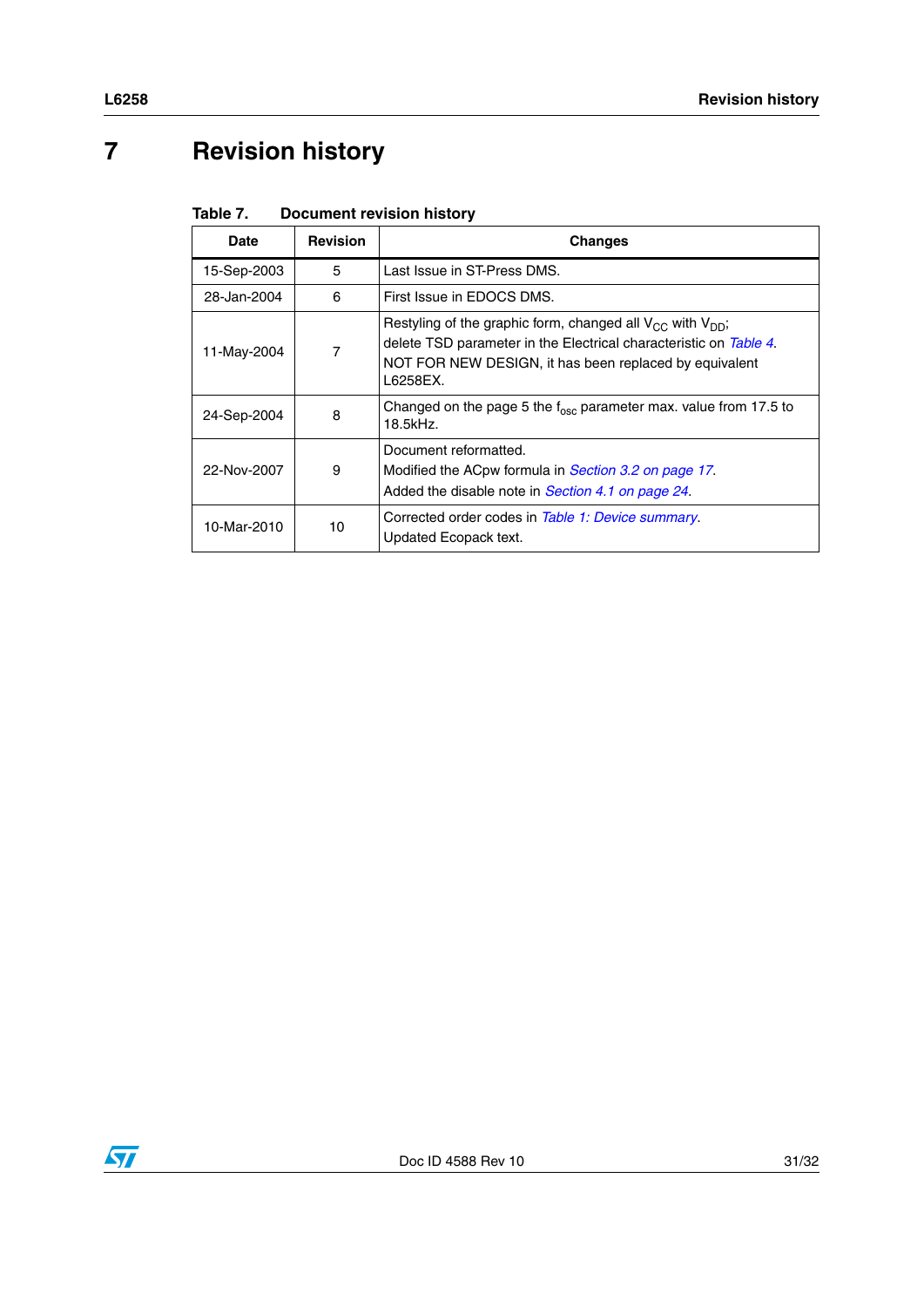# 7 Revision history

**Table 7. Document revision history**

| Date | Revision | Changes |
|---|---|---|
| 15-Sep-2003 | 5 | Last Issue in ST-Press DMS. |
| 28-Jan-2004 | 6 | First Issue in EDOCS DMS. |
| 11-May-2004 | 7 | Restyling of the graphic form, changed all $V_{CC}$ with $V_{DD}$;<br>delete TSD parameter in the Electrical characteristic on *Table 4*.<br>NOT FOR NEW DESIGN, it has been replaced by equivalent L6258EX. |
| 24-Sep-2004 | 8 | Changed on the page 5 the $f_{osc}$ parameter max. value from 17.5 to 18.5kHz. |
| 22-Nov-2007 | 9 | Document reformatted.<br>Modified the ACpw formula in *Section 3.2 on page 17*.<br>Added the disable note in *Section 4.1 on page 24*. |
| 10-Mar-2010 | 10 | Corrected order codes in *Table 1: Device summary*.<br>Updated Ecopack text. |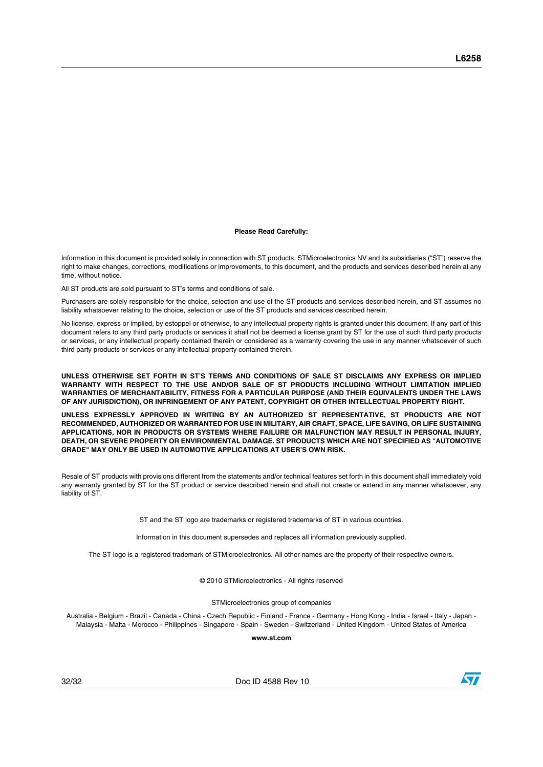**Please Read Carefully:**

Information in this document is provided solely in connection with ST products. STMicroelectronics NV and its subsidiaries ("ST") reserve the right to make changes, corrections, modifications or improvements, to this document, and the products and services described herein at any time, without notice.

All ST products are sold pursuant to ST's terms and conditions of sale.

Purchasers are solely responsible for the choice, selection and use of the ST products and services described herein, and ST assumes no liability whatsoever relating to the choice, selection or use of the ST products and services described herein.

No license, express or implied, by estoppel or otherwise, to any intellectual property rights is granted under this document. If any part of this document refers to any third party products or services it shall not be deemed a license grant by ST for the use of such third party products or services, or any intellectual property contained therein or considered as a warranty covering the use in any manner whatsoever of such third party products or services or any intellectual property contained therein.

**UNLESS OTHERWISE SET FORTH IN ST'S TERMS AND CONDITIONS OF SALE ST DISCLAIMS ANY EXPRESS OR IMPLIED WARRANTY WITH RESPECT TO THE USE AND/OR SALE OF ST PRODUCTS INCLUDING WITHOUT LIMITATION IMPLIED WARRANTIES OF MERCHANTABILITY, FITNESS FOR A PARTICULAR PURPOSE (AND THEIR EQUIVALENTS UNDER THE LAWS OF ANY JURISDICTION), OR INFRINGEMENT OF ANY PATENT, COPYRIGHT OR OTHER INTELLECTUAL PROPERTY RIGHT.**

**UNLESS EXPRESSLY APPROVED IN WRITING BY AN AUTHORIZED ST REPRESENTATIVE, ST PRODUCTS ARE NOT RECOMMENDED, AUTHORIZED OR WARRANTED FOR USE IN MILITARY, AIR CRAFT, SPACE, LIFE SAVING, OR LIFE SUSTAINING APPLICATIONS, NOR IN PRODUCTS OR SYSTEMS WHERE FAILURE OR MALFUNCTION MAY RESULT IN PERSONAL INJURY, DEATH, OR SEVERE PROPERTY OR ENVIRONMENTAL DAMAGE. ST PRODUCTS WHICH ARE NOT SPECIFIED AS "AUTOMOTIVE GRADE" MAY ONLY BE USED IN AUTOMOTIVE APPLICATIONS AT USER'S OWN RISK.**

Resale of ST products with provisions different from the statements and/or technical features set forth in this document shall immediately void any warranty granted by ST for the ST product or service described herein and shall not create or extend in any manner whatsoever, any liability of ST.

ST and the ST logo are trademarks or registered trademarks of ST in various countries.

Information in this document supersedes and replaces all information previously supplied.

The ST logo is a registered trademark of STMicroelectronics. All other names are the property of their respective owners.

© 2010 STMicroelectronics - All rights reserved

STMicroelectronics group of companies

Australia - Belgium - Brazil - Canada - China - Czech Republic - Finland - France - Germany - Hong Kong - India - Israel - Italy - Japan - Malaysia - Malta - Morocco - Philippines - Singapore - Spain - Sweden - Switzerland - United Kingdom - United States of America

**www.st.com**